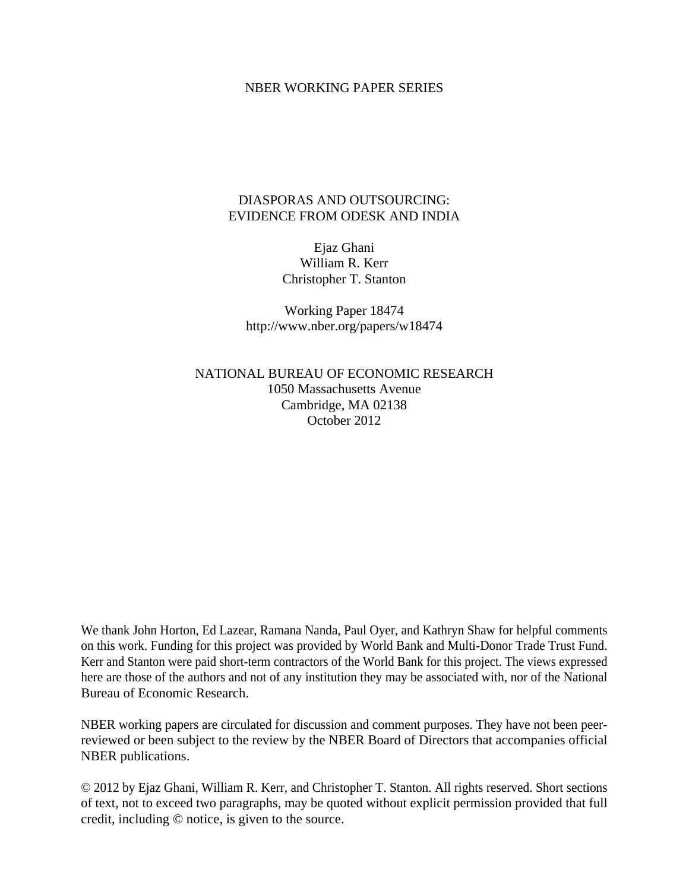NBER WORKING PAPER SERIES

# DIASPORAS AND OUTSOURCING: EVIDENCE FROM ODESK AND INDIA

Ejaz Ghani
William R. Kerr
Christopher T. Stanton

Working Paper 18474
http://www.nber.org/papers/w18474

NATIONAL BUREAU OF ECONOMIC RESEARCH
1050 Massachusetts Avenue
Cambridge, MA 02138
October 2012

We thank John Horton, Ed Lazear, Ramana Nanda, Paul Oyer, and Kathryn Shaw for helpful comments on this work. Funding for this project was provided by World Bank and Multi-Donor Trade Trust Fund. Kerr and Stanton were paid short-term contractors of the World Bank for this project. The views expressed here are those of the authors and not of any institution they may be associated with, nor of the National Bureau of Economic Research.

NBER working papers are circulated for discussion and comment purposes. They have not been peer-reviewed or been subject to the review by the NBER Board of Directors that accompanies official NBER publications.

© 2012 by Ejaz Ghani, William R. Kerr, and Christopher T. Stanton. All rights reserved. Short sections of text, not to exceed two paragraphs, may be quoted without explicit permission provided that full credit, including © notice, is given to the source.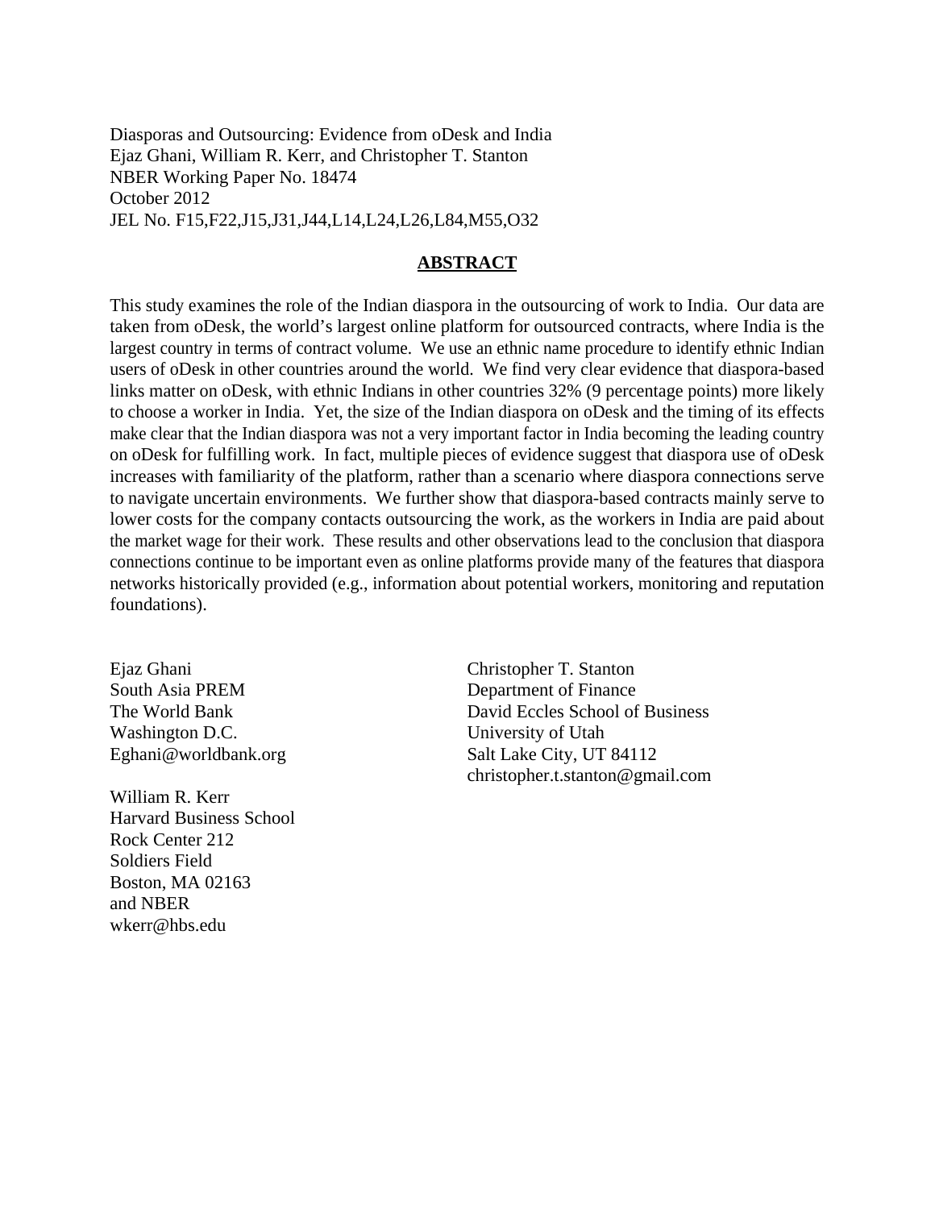Diasporas and Outsourcing: Evidence from oDesk and India
Ejaz Ghani, William R. Kerr, and Christopher T. Stanton
NBER Working Paper No. 18474
October 2012
JEL No. F15,F22,J15,J31,J44,L14,L24,L26,L84,M55,O32

## ABSTRACT

This study examines the role of the Indian diaspora in the outsourcing of work to India. Our data are taken from oDesk, the world's largest online platform for outsourced contracts, where India is the largest country in terms of contract volume. We use an ethnic name procedure to identify ethnic Indian users of oDesk in other countries around the world. We find very clear evidence that diaspora-based links matter on oDesk, with ethnic Indians in other countries 32% (9 percentage points) more likely to choose a worker in India. Yet, the size of the Indian diaspora on oDesk and the timing of its effects make clear that the Indian diaspora was not a very important factor in India becoming the leading country on oDesk for fulfilling work. In fact, multiple pieces of evidence suggest that diaspora use of oDesk increases with familiarity of the platform, rather than a scenario where diaspora connections serve to navigate uncertain environments. We further show that diaspora-based contracts mainly serve to lower costs for the company contacts outsourcing the work, as the workers in India are paid about the market wage for their work. These results and other observations lead to the conclusion that diaspora connections continue to be important even as online platforms provide many of the features that diaspora networks historically provided (e.g., information about potential workers, monitoring and reputation foundations).

Ejaz Ghani
South Asia PREM
The World Bank
Washington D.C.
Eghani@worldbank.org

William R. Kerr
Harvard Business School
Rock Center 212
Soldiers Field
Boston, MA 02163
and NBER
wkerr@hbs.edu

Christopher T. Stanton
Department of Finance
David Eccles School of Business
University of Utah
Salt Lake City, UT 84112
christopher.t.stanton@gmail.com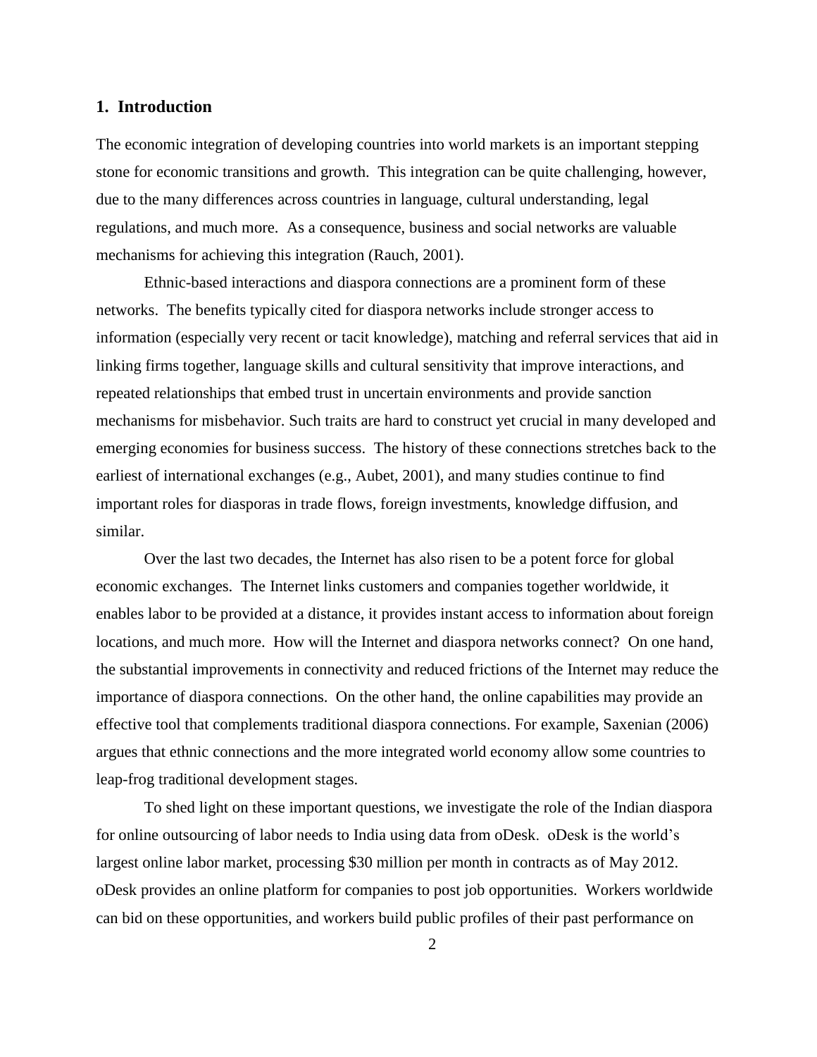## 1. Introduction

The economic integration of developing countries into world markets is an important stepping stone for economic transitions and growth. This integration can be quite challenging, however, due to the many differences across countries in language, cultural understanding, legal regulations, and much more. As a consequence, business and social networks are valuable mechanisms for achieving this integration (Rauch, 2001).

Ethnic-based interactions and diaspora connections are a prominent form of these networks. The benefits typically cited for diaspora networks include stronger access to information (especially very recent or tacit knowledge), matching and referral services that aid in linking firms together, language skills and cultural sensitivity that improve interactions, and repeated relationships that embed trust in uncertain environments and provide sanction mechanisms for misbehavior. Such traits are hard to construct yet crucial in many developed and emerging economies for business success. The history of these connections stretches back to the earliest of international exchanges (e.g., Aubet, 2001), and many studies continue to find important roles for diasporas in trade flows, foreign investments, knowledge diffusion, and similar.

Over the last two decades, the Internet has also risen to be a potent force for global economic exchanges. The Internet links customers and companies together worldwide, it enables labor to be provided at a distance, it provides instant access to information about foreign locations, and much more. How will the Internet and diaspora networks connect? On one hand, the substantial improvements in connectivity and reduced frictions of the Internet may reduce the importance of diaspora connections. On the other hand, the online capabilities may provide an effective tool that complements traditional diaspora connections. For example, Saxenian (2006) argues that ethnic connections and the more integrated world economy allow some countries to leap-frog traditional development stages.

To shed light on these important questions, we investigate the role of the Indian diaspora for online outsourcing of labor needs to India using data from oDesk. oDesk is the world's largest online labor market, processing $30 million per month in contracts as of May 2012. oDesk provides an online platform for companies to post job opportunities. Workers worldwide can bid on these opportunities, and workers build public profiles of their past performance on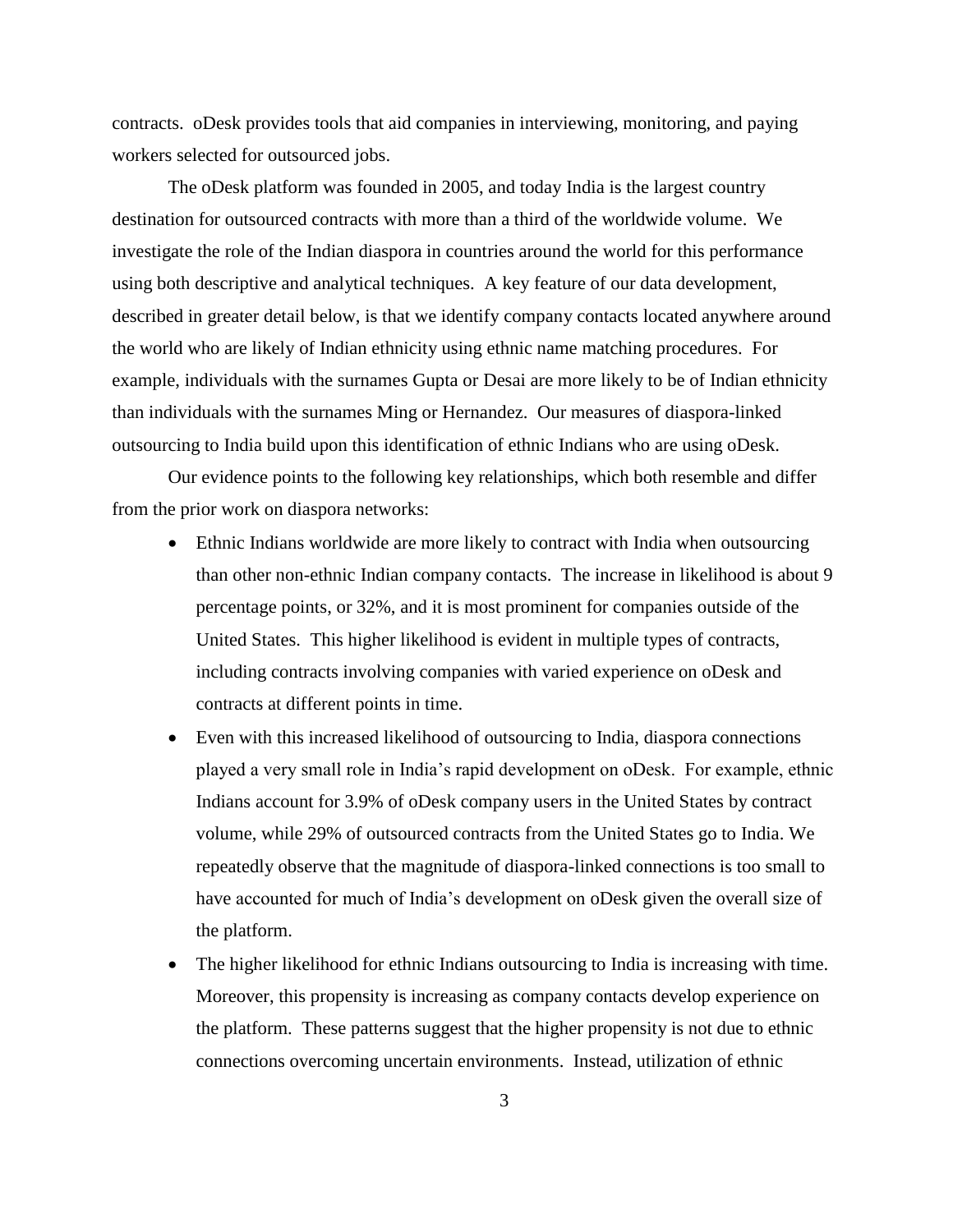contracts. oDesk provides tools that aid companies in interviewing, monitoring, and paying workers selected for outsourced jobs.

The oDesk platform was founded in 2005, and today India is the largest country destination for outsourced contracts with more than a third of the worldwide volume. We investigate the role of the Indian diaspora in countries around the world for this performance using both descriptive and analytical techniques. A key feature of our data development, described in greater detail below, is that we identify company contacts located anywhere around the world who are likely of Indian ethnicity using ethnic name matching procedures. For example, individuals with the surnames Gupta or Desai are more likely to be of Indian ethnicity than individuals with the surnames Ming or Hernandez. Our measures of diaspora-linked outsourcing to India build upon this identification of ethnic Indians who are using oDesk.

Our evidence points to the following key relationships, which both resemble and differ from the prior work on diaspora networks:

- Ethnic Indians worldwide are more likely to contract with India when outsourcing than other non-ethnic Indian company contacts. The increase in likelihood is about 9 percentage points, or 32%, and it is most prominent for companies outside of the United States. This higher likelihood is evident in multiple types of contracts, including contracts involving companies with varied experience on oDesk and contracts at different points in time.
- Even with this increased likelihood of outsourcing to India, diaspora connections played a very small role in India's rapid development on oDesk. For example, ethnic Indians account for 3.9% of oDesk company users in the United States by contract volume, while 29% of outsourced contracts from the United States go to India. We repeatedly observe that the magnitude of diaspora-linked connections is too small to have accounted for much of India's development on oDesk given the overall size of the platform.
- The higher likelihood for ethnic Indians outsourcing to India is increasing with time. Moreover, this propensity is increasing as company contacts develop experience on the platform. These patterns suggest that the higher propensity is not due to ethnic connections overcoming uncertain environments. Instead, utilization of ethnic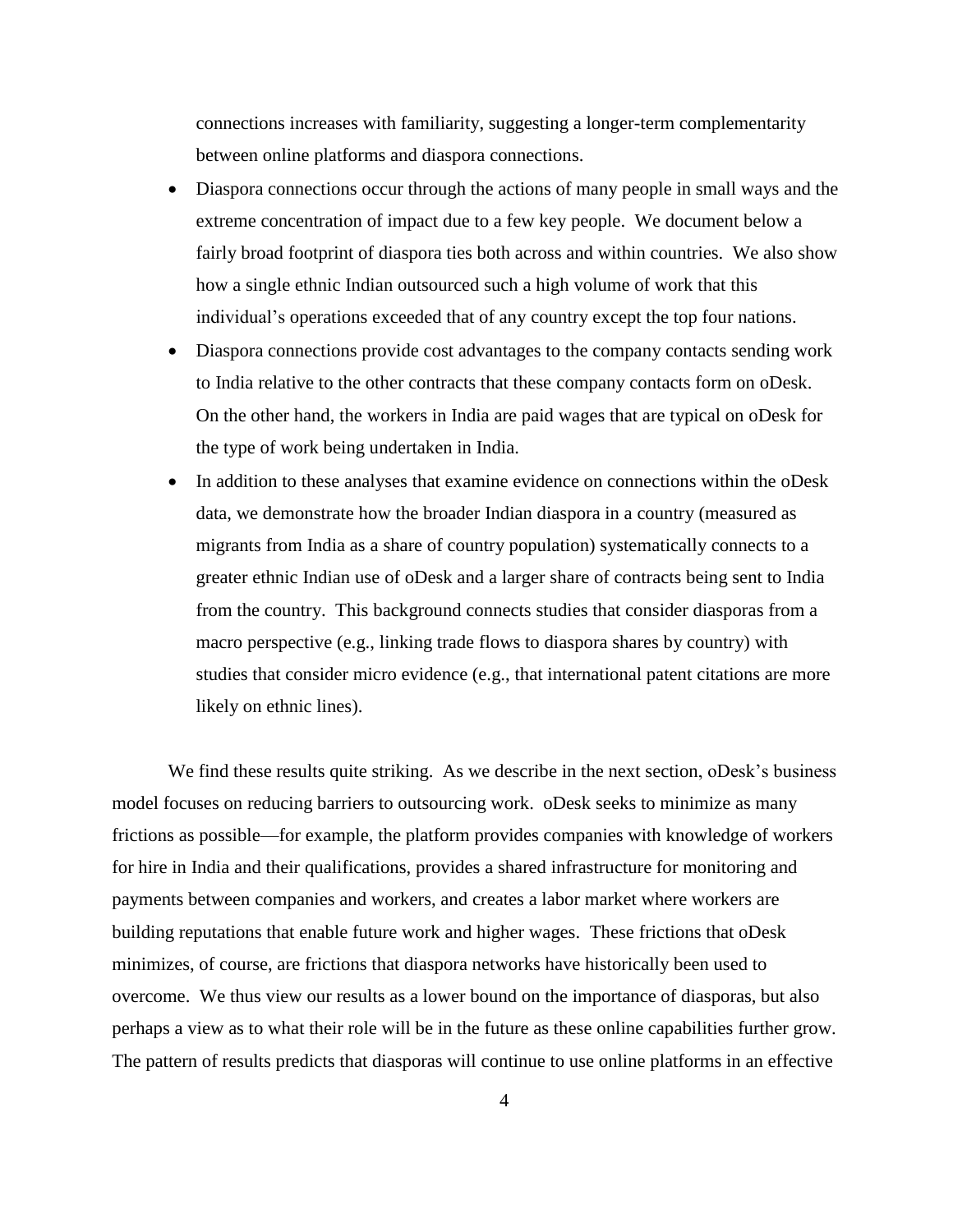connections increases with familiarity, suggesting a longer-term complementarity between online platforms and diaspora connections.

- Diaspora connections occur through the actions of many people in small ways and the extreme concentration of impact due to a few key people. We document below a fairly broad footprint of diaspora ties both across and within countries. We also show how a single ethnic Indian outsourced such a high volume of work that this individual's operations exceeded that of any country except the top four nations.
- Diaspora connections provide cost advantages to the company contacts sending work to India relative to the other contracts that these company contacts form on oDesk. On the other hand, the workers in India are paid wages that are typical on oDesk for the type of work being undertaken in India.
- In addition to these analyses that examine evidence on connections within the oDesk data, we demonstrate how the broader Indian diaspora in a country (measured as migrants from India as a share of country population) systematically connects to a greater ethnic Indian use of oDesk and a larger share of contracts being sent to India from the country. This background connects studies that consider diasporas from a macro perspective (e.g., linking trade flows to diaspora shares by country) with studies that consider micro evidence (e.g., that international patent citations are more likely on ethnic lines).

We find these results quite striking. As we describe in the next section, oDesk's business model focuses on reducing barriers to outsourcing work. oDesk seeks to minimize as many frictions as possible—for example, the platform provides companies with knowledge of workers for hire in India and their qualifications, provides a shared infrastructure for monitoring and payments between companies and workers, and creates a labor market where workers are building reputations that enable future work and higher wages. These frictions that oDesk minimizes, of course, are frictions that diaspora networks have historically been used to overcome. We thus view our results as a lower bound on the importance of diasporas, but also perhaps a view as to what their role will be in the future as these online capabilities further grow. The pattern of results predicts that diasporas will continue to use online platforms in an effective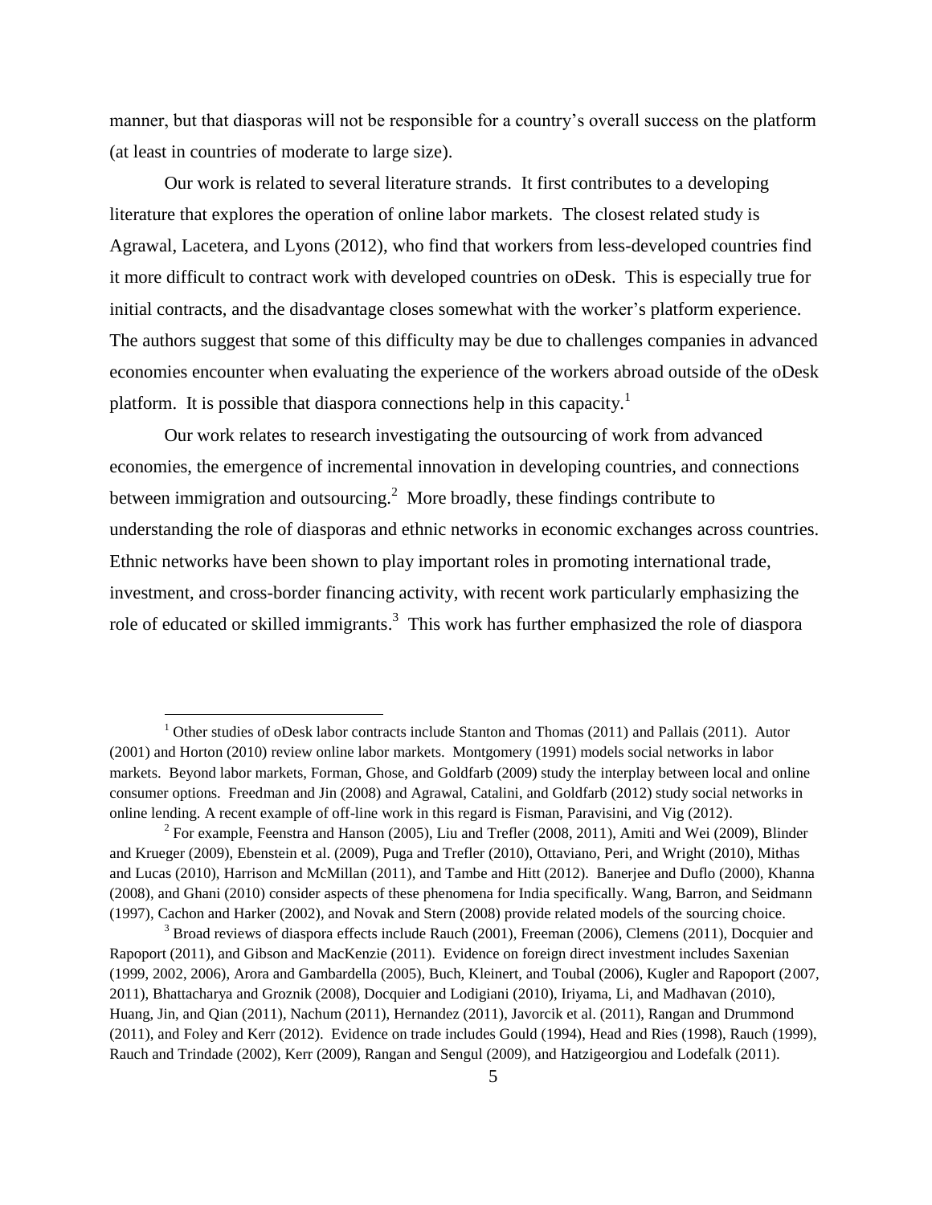manner, but that diasporas will not be responsible for a country's overall success on the platform (at least in countries of moderate to large size).

Our work is related to several literature strands. It first contributes to a developing literature that explores the operation of online labor markets. The closest related study is Agrawal, Lacetera, and Lyons (2012), who find that workers from less-developed countries find it more difficult to contract work with developed countries on oDesk. This is especially true for initial contracts, and the disadvantage closes somewhat with the worker's platform experience. The authors suggest that some of this difficulty may be due to challenges companies in advanced economies encounter when evaluating the experience of the workers abroad outside of the oDesk platform. It is possible that diaspora connections help in this capacity.[1]

Our work relates to research investigating the outsourcing of work from advanced economies, the emergence of incremental innovation in developing countries, and connections between immigration and outsourcing.[2] More broadly, these findings contribute to understanding the role of diasporas and ethnic networks in economic exchanges across countries. Ethnic networks have been shown to play important roles in promoting international trade, investment, and cross-border financing activity, with recent work particularly emphasizing the role of educated or skilled immigrants.[3] This work has further emphasized the role of diaspora

[1] Other studies of oDesk labor contracts include Stanton and Thomas (2011) and Pallais (2011). Autor (2001) and Horton (2010) review online labor markets. Montgomery (1991) models social networks in labor markets. Beyond labor markets, Forman, Ghose, and Goldfarb (2009) study the interplay between local and online consumer options. Freedman and Jin (2008) and Agrawal, Catalini, and Goldfarb (2012) study social networks in online lending. A recent example of off-line work in this regard is Fisman, Paravisini, and Vig (2012).

[2] For example, Feenstra and Hanson (2005), Liu and Trefler (2008, 2011), Amiti and Wei (2009), Blinder and Krueger (2009), Ebenstein et al. (2009), Puga and Trefler (2010), Ottaviano, Peri, and Wright (2010), Mithas and Lucas (2010), Harrison and McMillan (2011), and Tambe and Hitt (2012). Banerjee and Duflo (2000), Khanna (2008), and Ghani (2010) consider aspects of these phenomena for India specifically. Wang, Barron, and Seidmann (1997), Cachon and Harker (2002), and Novak and Stern (2008) provide related models of the sourcing choice.

[3] Broad reviews of diaspora effects include Rauch (2001), Freeman (2006), Clemens (2011), Docquier and Rapoport (2011), and Gibson and MacKenzie (2011). Evidence on foreign direct investment includes Saxenian (1999, 2002, 2006), Arora and Gambardella (2005), Buch, Kleinert, and Toubal (2006), Kugler and Rapoport (2007, 2011), Bhattacharya and Groznik (2008), Docquier and Lodigiani (2010), Iriyama, Li, and Madhavan (2010), Huang, Jin, and Qian (2011), Nachum (2011), Hernandez (2011), Javorcik et al. (2011), Rangan and Drummond (2011), and Foley and Kerr (2012). Evidence on trade includes Gould (1994), Head and Ries (1998), Rauch (1999), Rauch and Trindade (2002), Kerr (2009), Rangan and Sengul (2009), and Hatzigeorgiou and Lodefalk (2011).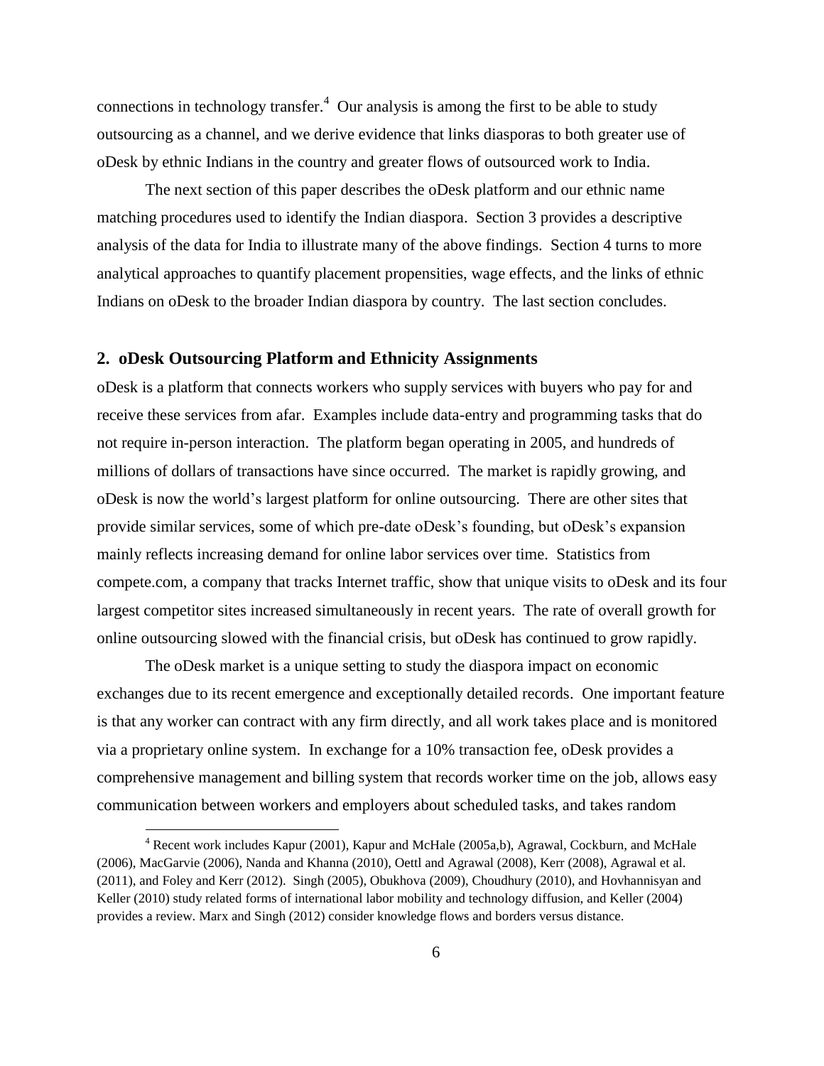connections in technology transfer.[4] Our analysis is among the first to be able to study outsourcing as a channel, and we derive evidence that links diasporas to both greater use of oDesk by ethnic Indians in the country and greater flows of outsourced work to India.

The next section of this paper describes the oDesk platform and our ethnic name matching procedures used to identify the Indian diaspora. Section 3 provides a descriptive analysis of the data for India to illustrate many of the above findings. Section 4 turns to more analytical approaches to quantify placement propensities, wage effects, and the links of ethnic Indians on oDesk to the broader Indian diaspora by country. The last section concludes.

## 2. oDesk Outsourcing Platform and Ethnicity Assignments

oDesk is a platform that connects workers who supply services with buyers who pay for and receive these services from afar. Examples include data-entry and programming tasks that do not require in-person interaction. The platform began operating in 2005, and hundreds of millions of dollars of transactions have since occurred. The market is rapidly growing, and oDesk is now the world's largest platform for online outsourcing. There are other sites that provide similar services, some of which pre-date oDesk's founding, but oDesk's expansion mainly reflects increasing demand for online labor services over time. Statistics from compete.com, a company that tracks Internet traffic, show that unique visits to oDesk and its four largest competitor sites increased simultaneously in recent years. The rate of overall growth for online outsourcing slowed with the financial crisis, but oDesk has continued to grow rapidly.

The oDesk market is a unique setting to study the diaspora impact on economic exchanges due to its recent emergence and exceptionally detailed records. One important feature is that any worker can contract with any firm directly, and all work takes place and is monitored via a proprietary online system. In exchange for a 10% transaction fee, oDesk provides a comprehensive management and billing system that records worker time on the job, allows easy communication between workers and employers about scheduled tasks, and takes random

[4] Recent work includes Kapur (2001), Kapur and McHale (2005a,b), Agrawal, Cockburn, and McHale (2006), MacGarvie (2006), Nanda and Khanna (2010), Oettl and Agrawal (2008), Kerr (2008), Agrawal et al. (2011), and Foley and Kerr (2012). Singh (2005), Obukhova (2009), Choudhury (2010), and Hovhannisyan and Keller (2010) study related forms of international labor mobility and technology diffusion, and Keller (2004) provides a review. Marx and Singh (2012) consider knowledge flows and borders versus distance.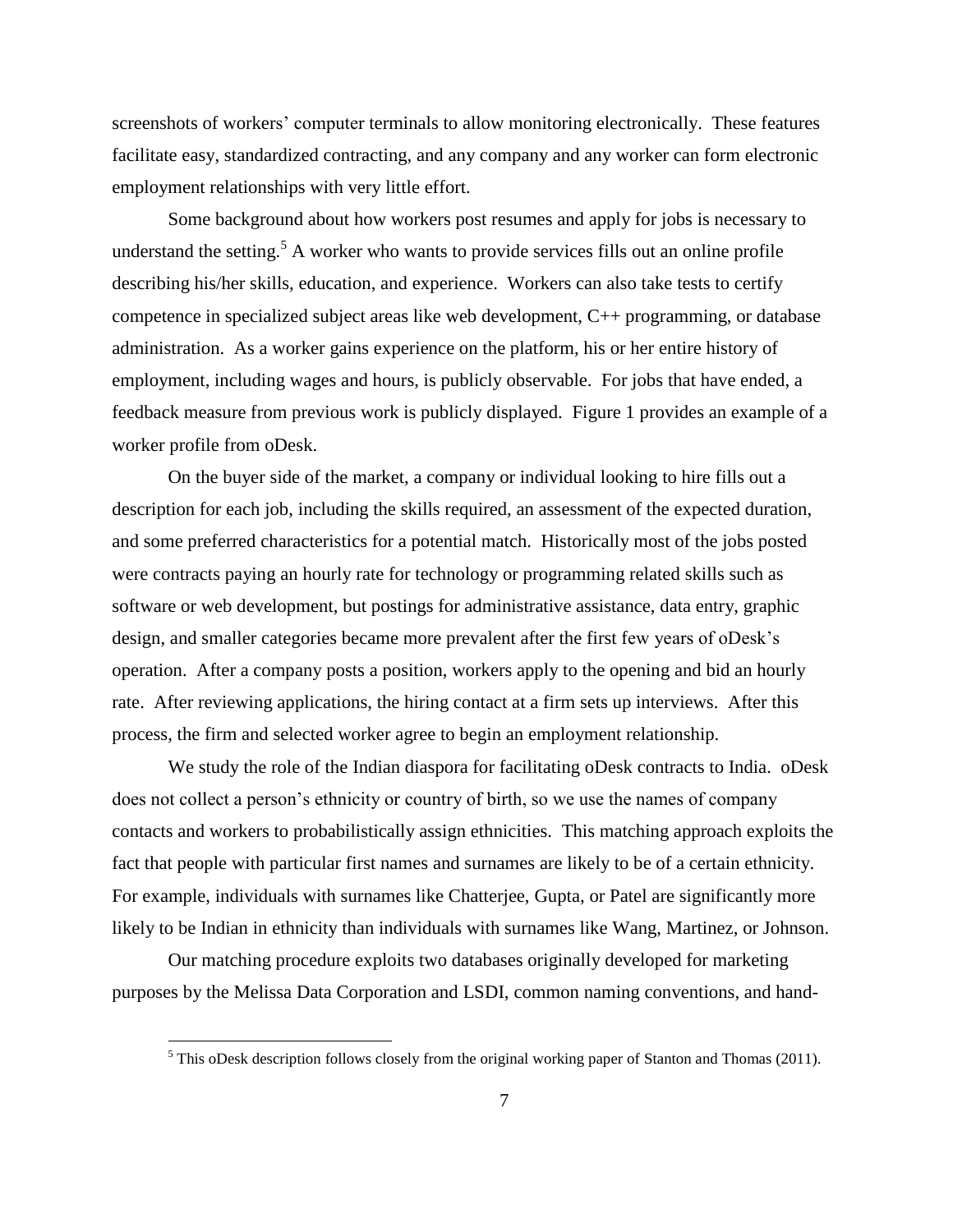screenshots of workers' computer terminals to allow monitoring electronically. These features facilitate easy, standardized contracting, and any company and any worker can form electronic employment relationships with very little effort.

Some background about how workers post resumes and apply for jobs is necessary to understand the setting.[5] A worker who wants to provide services fills out an online profile describing his/her skills, education, and experience. Workers can also take tests to certify competence in specialized subject areas like web development, C++ programming, or database administration. As a worker gains experience on the platform, his or her entire history of employment, including wages and hours, is publicly observable. For jobs that have ended, a feedback measure from previous work is publicly displayed. Figure 1 provides an example of a worker profile from oDesk.

On the buyer side of the market, a company or individual looking to hire fills out a description for each job, including the skills required, an assessment of the expected duration, and some preferred characteristics for a potential match. Historically most of the jobs posted were contracts paying an hourly rate for technology or programming related skills such as software or web development, but postings for administrative assistance, data entry, graphic design, and smaller categories became more prevalent after the first few years of oDesk's operation. After a company posts a position, workers apply to the opening and bid an hourly rate. After reviewing applications, the hiring contact at a firm sets up interviews. After this process, the firm and selected worker agree to begin an employment relationship.

We study the role of the Indian diaspora for facilitating oDesk contracts to India. oDesk does not collect a person's ethnicity or country of birth, so we use the names of company contacts and workers to probabilistically assign ethnicities. This matching approach exploits the fact that people with particular first names and surnames are likely to be of a certain ethnicity. For example, individuals with surnames like Chatterjee, Gupta, or Patel are significantly more likely to be Indian in ethnicity than individuals with surnames like Wang, Martinez, or Johnson.

Our matching procedure exploits two databases originally developed for marketing purposes by the Melissa Data Corporation and LSDI, common naming conventions, and hand-

[5] This oDesk description follows closely from the original working paper of Stanton and Thomas (2011).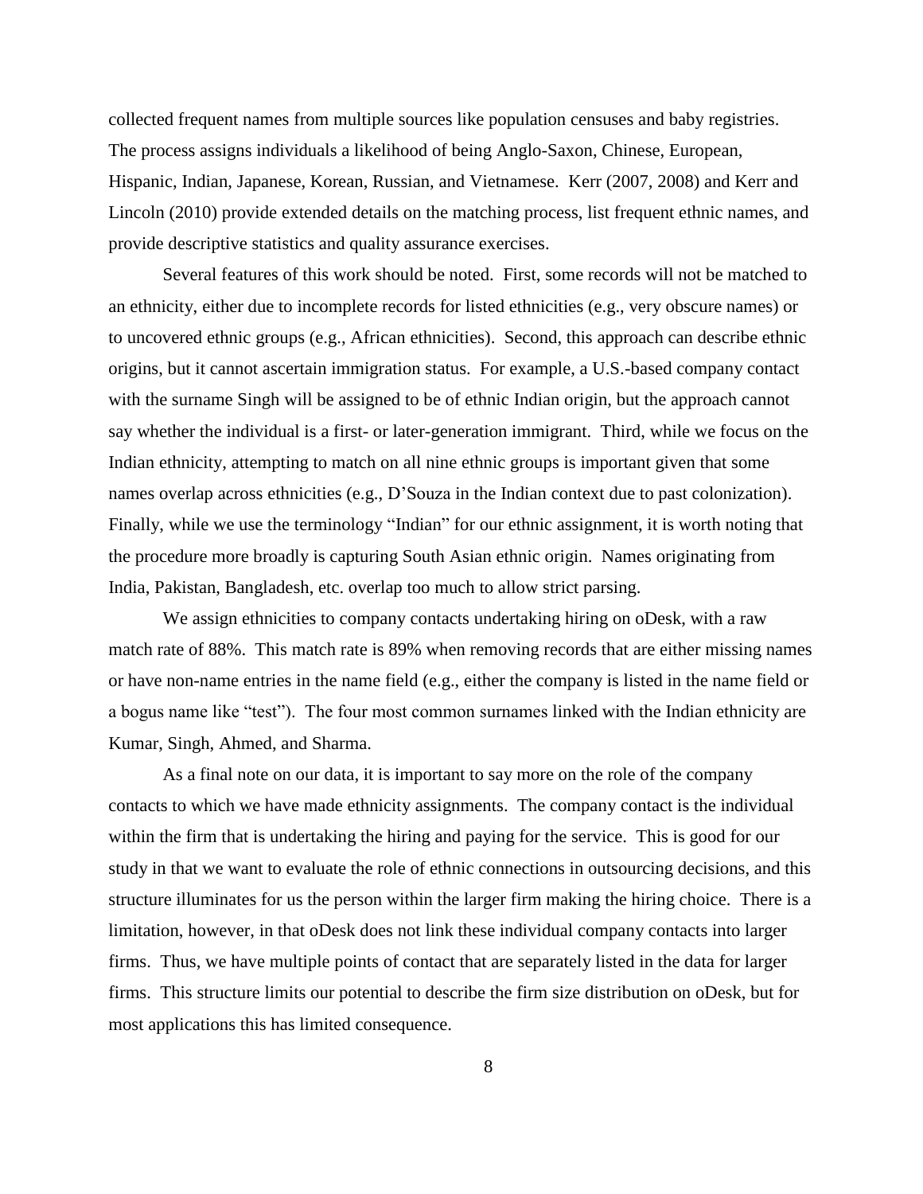collected frequent names from multiple sources like population censuses and baby registries. The process assigns individuals a likelihood of being Anglo-Saxon, Chinese, European, Hispanic, Indian, Japanese, Korean, Russian, and Vietnamese. Kerr (2007, 2008) and Kerr and Lincoln (2010) provide extended details on the matching process, list frequent ethnic names, and provide descriptive statistics and quality assurance exercises.

Several features of this work should be noted. First, some records will not be matched to an ethnicity, either due to incomplete records for listed ethnicities (e.g., very obscure names) or to uncovered ethnic groups (e.g., African ethnicities). Second, this approach can describe ethnic origins, but it cannot ascertain immigration status. For example, a U.S.-based company contact with the surname Singh will be assigned to be of ethnic Indian origin, but the approach cannot say whether the individual is a first- or later-generation immigrant. Third, while we focus on the Indian ethnicity, attempting to match on all nine ethnic groups is important given that some names overlap across ethnicities (e.g., D'Souza in the Indian context due to past colonization). Finally, while we use the terminology "Indian" for our ethnic assignment, it is worth noting that the procedure more broadly is capturing South Asian ethnic origin. Names originating from India, Pakistan, Bangladesh, etc. overlap too much to allow strict parsing.

We assign ethnicities to company contacts undertaking hiring on oDesk, with a raw match rate of 88%. This match rate is 89% when removing records that are either missing names or have non-name entries in the name field (e.g., either the company is listed in the name field or a bogus name like "test"). The four most common surnames linked with the Indian ethnicity are Kumar, Singh, Ahmed, and Sharma.

As a final note on our data, it is important to say more on the role of the company contacts to which we have made ethnicity assignments. The company contact is the individual within the firm that is undertaking the hiring and paying for the service. This is good for our study in that we want to evaluate the role of ethnic connections in outsourcing decisions, and this structure illuminates for us the person within the larger firm making the hiring choice. There is a limitation, however, in that oDesk does not link these individual company contacts into larger firms. Thus, we have multiple points of contact that are separately listed in the data for larger firms. This structure limits our potential to describe the firm size distribution on oDesk, but for most applications this has limited consequence.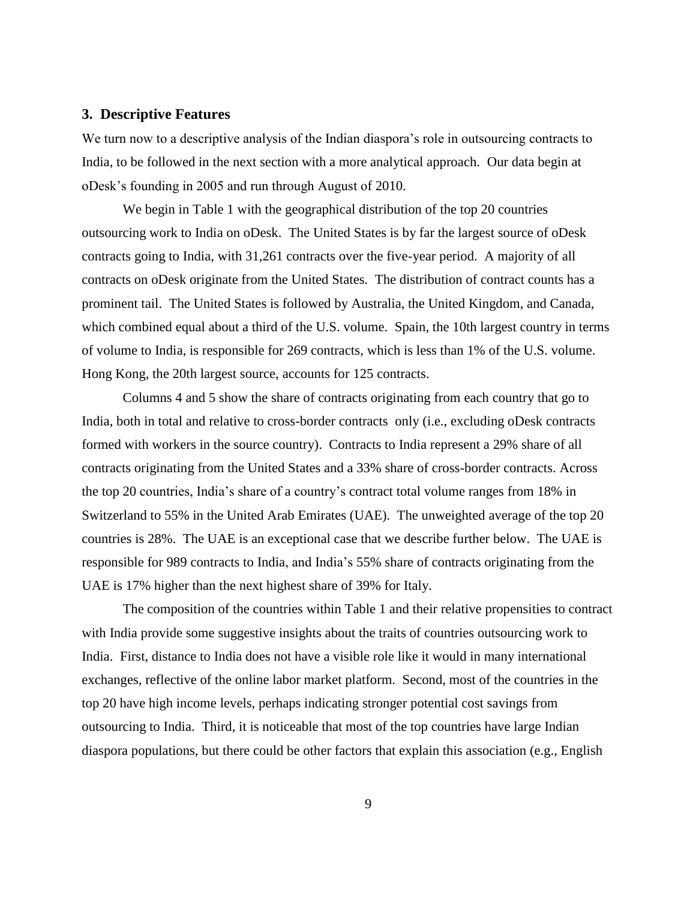## 3. Descriptive Features

We turn now to a descriptive analysis of the Indian diaspora's role in outsourcing contracts to India, to be followed in the next section with a more analytical approach. Our data begin at oDesk's founding in 2005 and run through August of 2010.

We begin in Table 1 with the geographical distribution of the top 20 countries outsourcing work to India on oDesk. The United States is by far the largest source of oDesk contracts going to India, with 31,261 contracts over the five-year period. A majority of all contracts on oDesk originate from the United States. The distribution of contract counts has a prominent tail. The United States is followed by Australia, the United Kingdom, and Canada, which combined equal about a third of the U.S. volume. Spain, the 10th largest country in terms of volume to India, is responsible for 269 contracts, which is less than 1% of the U.S. volume. Hong Kong, the 20th largest source, accounts for 125 contracts.

Columns 4 and 5 show the share of contracts originating from each country that go to India, both in total and relative to cross-border contracts only (i.e., excluding oDesk contracts formed with workers in the source country). Contracts to India represent a 29% share of all contracts originating from the United States and a 33% share of cross-border contracts. Across the top 20 countries, India's share of a country's contract total volume ranges from 18% in Switzerland to 55% in the United Arab Emirates (UAE). The unweighted average of the top 20 countries is 28%. The UAE is an exceptional case that we describe further below. The UAE is responsible for 989 contracts to India, and India's 55% share of contracts originating from the UAE is 17% higher than the next highest share of 39% for Italy.

The composition of the countries within Table 1 and their relative propensities to contract with India provide some suggestive insights about the traits of countries outsourcing work to India. First, distance to India does not have a visible role like it would in many international exchanges, reflective of the online labor market platform. Second, most of the countries in the top 20 have high income levels, perhaps indicating stronger potential cost savings from outsourcing to India. Third, it is noticeable that most of the top countries have large Indian diaspora populations, but there could be other factors that explain this association (e.g., English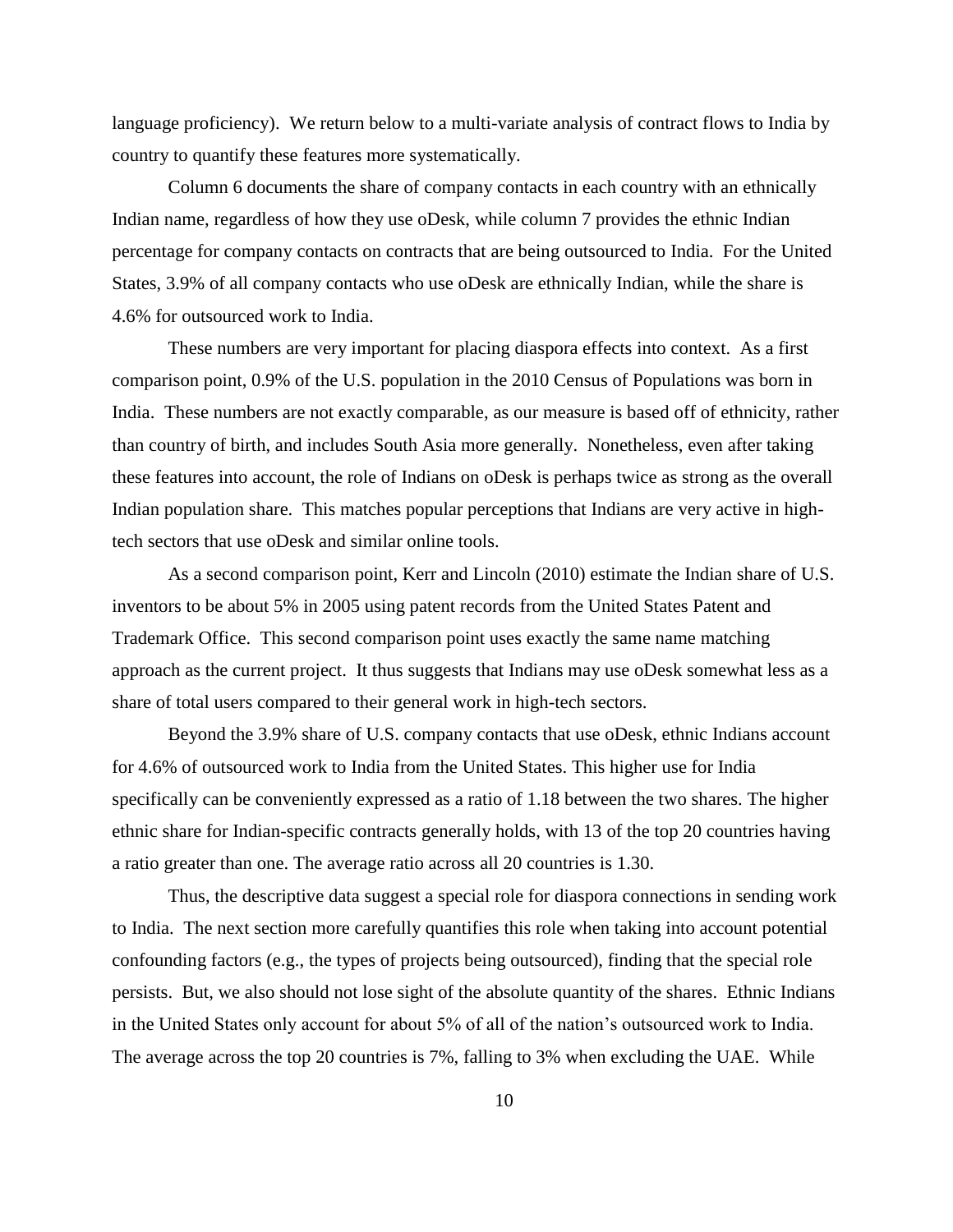language proficiency). We return below to a multi-variate analysis of contract flows to India by country to quantify these features more systematically.

Column 6 documents the share of company contacts in each country with an ethnically Indian name, regardless of how they use oDesk, while column 7 provides the ethnic Indian percentage for company contacts on contracts that are being outsourced to India. For the United States, 3.9% of all company contacts who use oDesk are ethnically Indian, while the share is 4.6% for outsourced work to India.

These numbers are very important for placing diaspora effects into context. As a first comparison point, 0.9% of the U.S. population in the 2010 Census of Populations was born in India. These numbers are not exactly comparable, as our measure is based off of ethnicity, rather than country of birth, and includes South Asia more generally. Nonetheless, even after taking these features into account, the role of Indians on oDesk is perhaps twice as strong as the overall Indian population share. This matches popular perceptions that Indians are very active in high-tech sectors that use oDesk and similar online tools.

As a second comparison point, Kerr and Lincoln (2010) estimate the Indian share of U.S. inventors to be about 5% in 2005 using patent records from the United States Patent and Trademark Office. This second comparison point uses exactly the same name matching approach as the current project. It thus suggests that Indians may use oDesk somewhat less as a share of total users compared to their general work in high-tech sectors.

Beyond the 3.9% share of U.S. company contacts that use oDesk, ethnic Indians account for 4.6% of outsourced work to India from the United States. This higher use for India specifically can be conveniently expressed as a ratio of 1.18 between the two shares. The higher ethnic share for Indian-specific contracts generally holds, with 13 of the top 20 countries having a ratio greater than one. The average ratio across all 20 countries is 1.30.

Thus, the descriptive data suggest a special role for diaspora connections in sending work to India. The next section more carefully quantifies this role when taking into account potential confounding factors (e.g., the types of projects being outsourced), finding that the special role persists. But, we also should not lose sight of the absolute quantity of the shares. Ethnic Indians in the United States only account for about 5% of all of the nation's outsourced work to India. The average across the top 20 countries is 7%, falling to 3% when excluding the UAE. While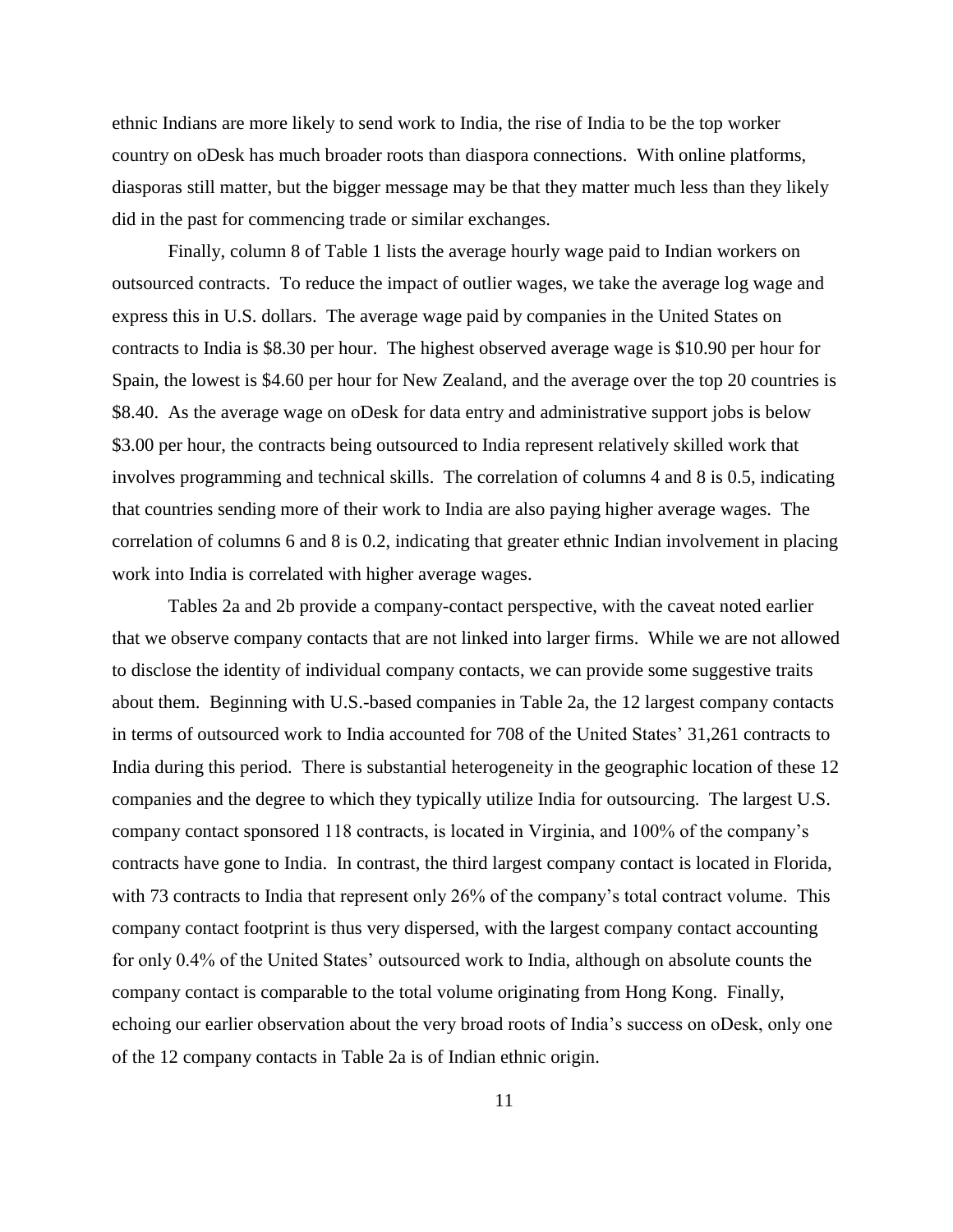ethnic Indians are more likely to send work to India, the rise of India to be the top worker country on oDesk has much broader roots than diaspora connections. With online platforms, diasporas still matter, but the bigger message may be that they matter much less than they likely did in the past for commencing trade or similar exchanges.

Finally, column 8 of Table 1 lists the average hourly wage paid to Indian workers on outsourced contracts. To reduce the impact of outlier wages, we take the average log wage and express this in U.S. dollars. The average wage paid by companies in the United States on contracts to India is \$8.30 per hour. The highest observed average wage is \$10.90 per hour for Spain, the lowest is \$4.60 per hour for New Zealand, and the average over the top 20 countries is \$8.40. As the average wage on oDesk for data entry and administrative support jobs is below \$3.00 per hour, the contracts being outsourced to India represent relatively skilled work that involves programming and technical skills. The correlation of columns 4 and 8 is 0.5, indicating that countries sending more of their work to India are also paying higher average wages. The correlation of columns 6 and 8 is 0.2, indicating that greater ethnic Indian involvement in placing work into India is correlated with higher average wages.

Tables 2a and 2b provide a company-contact perspective, with the caveat noted earlier that we observe company contacts that are not linked into larger firms. While we are not allowed to disclose the identity of individual company contacts, we can provide some suggestive traits about them. Beginning with U.S.-based companies in Table 2a, the 12 largest company contacts in terms of outsourced work to India accounted for 708 of the United States' 31,261 contracts to India during this period. There is substantial heterogeneity in the geographic location of these 12 companies and the degree to which they typically utilize India for outsourcing. The largest U.S. company contact sponsored 118 contracts, is located in Virginia, and 100% of the company's contracts have gone to India. In contrast, the third largest company contact is located in Florida, with 73 contracts to India that represent only 26% of the company's total contract volume. This company contact footprint is thus very dispersed, with the largest company contact accounting for only 0.4% of the United States' outsourced work to India, although on absolute counts the company contact is comparable to the total volume originating from Hong Kong. Finally, echoing our earlier observation about the very broad roots of India's success on oDesk, only one of the 12 company contacts in Table 2a is of Indian ethnic origin.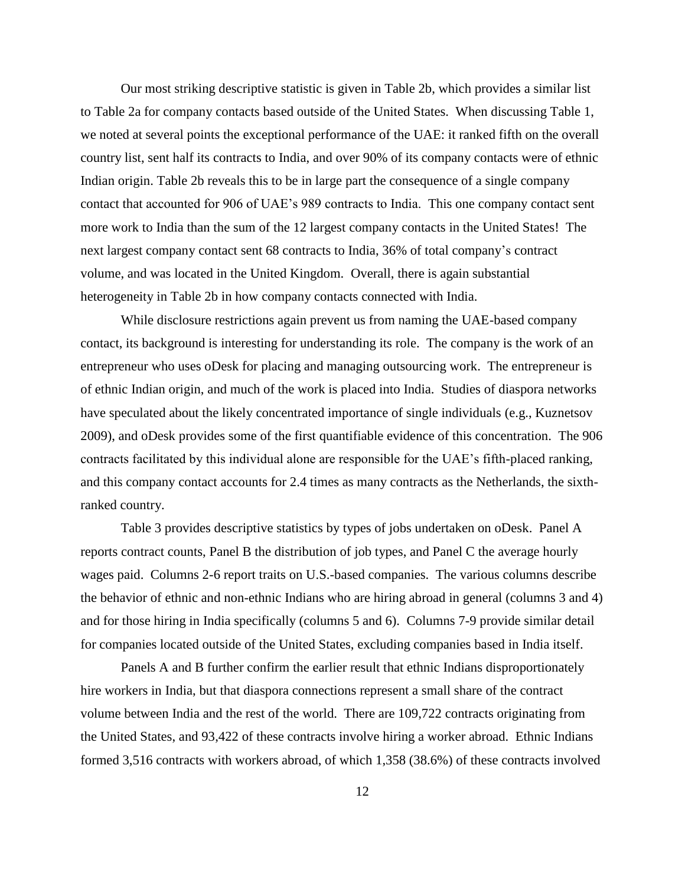Our most striking descriptive statistic is given in Table 2b, which provides a similar list to Table 2a for company contacts based outside of the United States. When discussing Table 1, we noted at several points the exceptional performance of the UAE: it ranked fifth on the overall country list, sent half its contracts to India, and over 90% of its company contacts were of ethnic Indian origin. Table 2b reveals this to be in large part the consequence of a single company contact that accounted for 906 of UAE's 989 contracts to India. This one company contact sent more work to India than the sum of the 12 largest company contacts in the United States! The next largest company contact sent 68 contracts to India, 36% of total company's contract volume, and was located in the United Kingdom. Overall, there is again substantial heterogeneity in Table 2b in how company contacts connected with India.

While disclosure restrictions again prevent us from naming the UAE-based company contact, its background is interesting for understanding its role. The company is the work of an entrepreneur who uses oDesk for placing and managing outsourcing work. The entrepreneur is of ethnic Indian origin, and much of the work is placed into India. Studies of diaspora networks have speculated about the likely concentrated importance of single individuals (e.g., Kuznetsov 2009), and oDesk provides some of the first quantifiable evidence of this concentration. The 906 contracts facilitated by this individual alone are responsible for the UAE's fifth-placed ranking, and this company contact accounts for 2.4 times as many contracts as the Netherlands, the sixth-ranked country.

Table 3 provides descriptive statistics by types of jobs undertaken on oDesk. Panel A reports contract counts, Panel B the distribution of job types, and Panel C the average hourly wages paid. Columns 2-6 report traits on U.S.-based companies. The various columns describe the behavior of ethnic and non-ethnic Indians who are hiring abroad in general (columns 3 and 4) and for those hiring in India specifically (columns 5 and 6). Columns 7-9 provide similar detail for companies located outside of the United States, excluding companies based in India itself.

Panels A and B further confirm the earlier result that ethnic Indians disproportionately hire workers in India, but that diaspora connections represent a small share of the contract volume between India and the rest of the world. There are 109,722 contracts originating from the United States, and 93,422 of these contracts involve hiring a worker abroad. Ethnic Indians formed 3,516 contracts with workers abroad, of which 1,358 (38.6%) of these contracts involved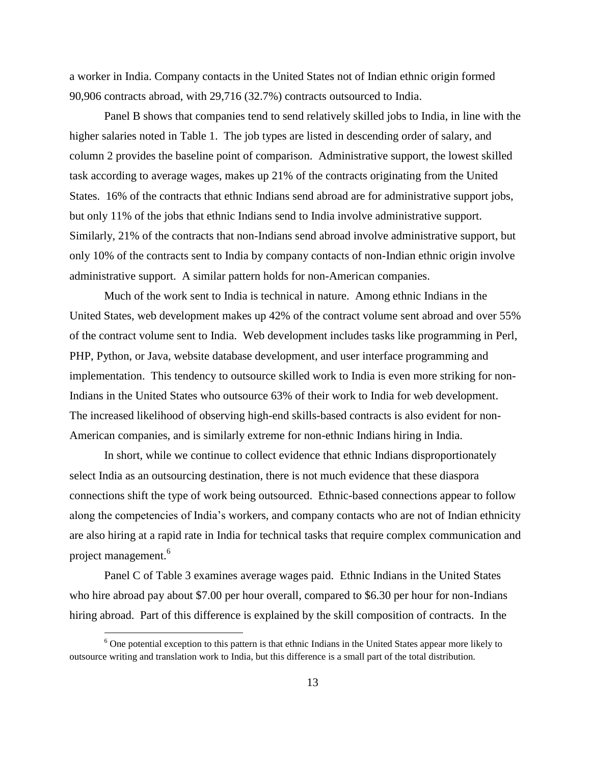a worker in India. Company contacts in the United States not of Indian ethnic origin formed 90,906 contracts abroad, with 29,716 (32.7%) contracts outsourced to India.

Panel B shows that companies tend to send relatively skilled jobs to India, in line with the higher salaries noted in Table 1. The job types are listed in descending order of salary, and column 2 provides the baseline point of comparison. Administrative support, the lowest skilled task according to average wages, makes up 21% of the contracts originating from the United States. 16% of the contracts that ethnic Indians send abroad are for administrative support jobs, but only 11% of the jobs that ethnic Indians send to India involve administrative support. Similarly, 21% of the contracts that non-Indians send abroad involve administrative support, but only 10% of the contracts sent to India by company contacts of non-Indian ethnic origin involve administrative support. A similar pattern holds for non-American companies.

Much of the work sent to India is technical in nature. Among ethnic Indians in the United States, web development makes up 42% of the contract volume sent abroad and over 55% of the contract volume sent to India. Web development includes tasks like programming in Perl, PHP, Python, or Java, website database development, and user interface programming and implementation. This tendency to outsource skilled work to India is even more striking for non-Indians in the United States who outsource 63% of their work to India for web development. The increased likelihood of observing high-end skills-based contracts is also evident for non-American companies, and is similarly extreme for non-ethnic Indians hiring in India.

In short, while we continue to collect evidence that ethnic Indians disproportionately select India as an outsourcing destination, there is not much evidence that these diaspora connections shift the type of work being outsourced. Ethnic-based connections appear to follow along the competencies of India's workers, and company contacts who are not of Indian ethnicity are also hiring at a rapid rate in India for technical tasks that require complex communication and project management.[6]

Panel C of Table 3 examines average wages paid. Ethnic Indians in the United States who hire abroad pay about \$7.00 per hour overall, compared to \$6.30 per hour for non-Indians hiring abroad. Part of this difference is explained by the skill composition of contracts. In the

[6] One potential exception to this pattern is that ethnic Indians in the United States appear more likely to outsource writing and translation work to India, but this difference is a small part of the total distribution.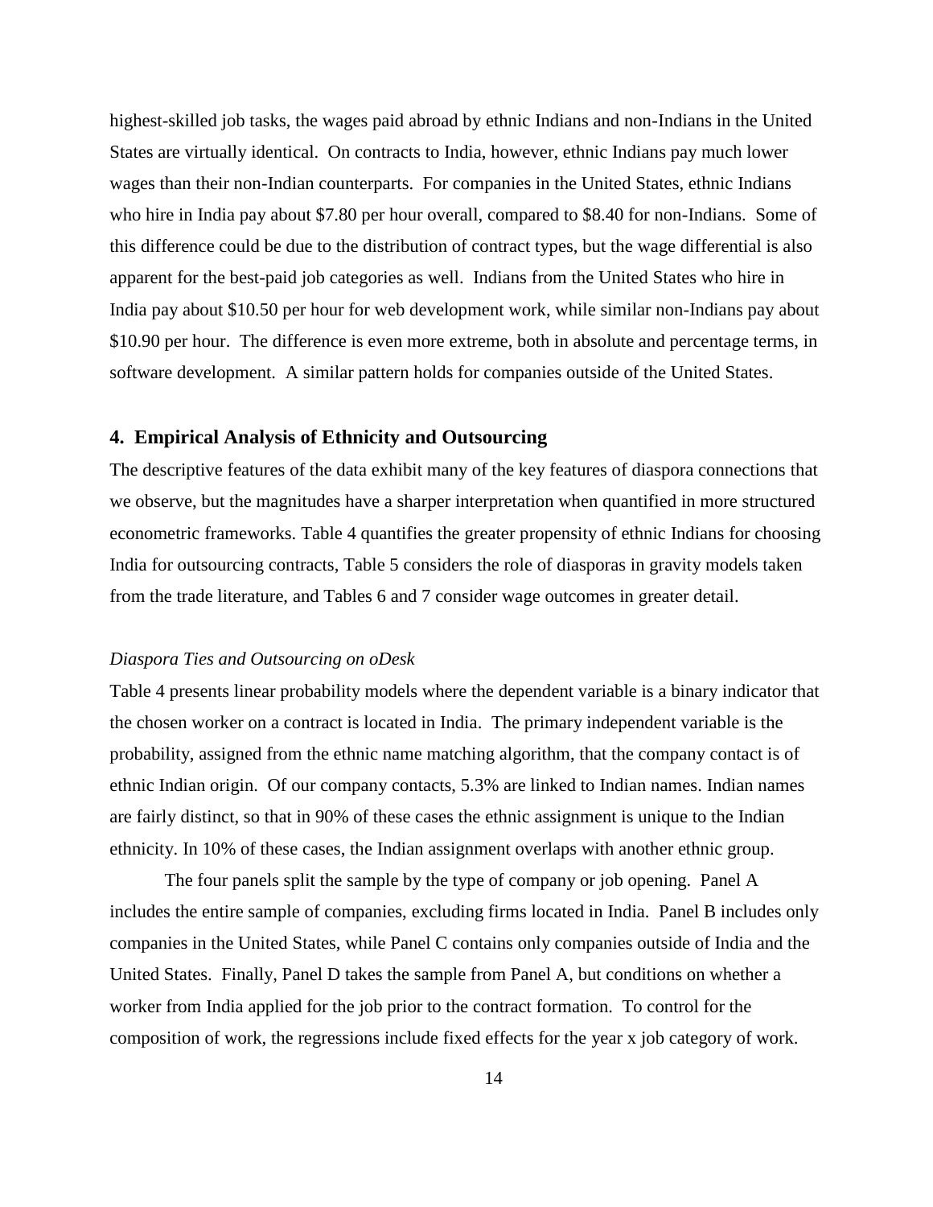highest-skilled job tasks, the wages paid abroad by ethnic Indians and non-Indians in the United States are virtually identical. On contracts to India, however, ethnic Indians pay much lower wages than their non-Indian counterparts. For companies in the United States, ethnic Indians who hire in India pay about $7.80 per hour overall, compared to $8.40 for non-Indians. Some of this difference could be due to the distribution of contract types, but the wage differential is also apparent for the best-paid job categories as well. Indians from the United States who hire in India pay about $10.50 per hour for web development work, while similar non-Indians pay about $10.90 per hour. The difference is even more extreme, both in absolute and percentage terms, in software development. A similar pattern holds for companies outside of the United States.

## 4. Empirical Analysis of Ethnicity and Outsourcing

The descriptive features of the data exhibit many of the key features of diaspora connections that we observe, but the magnitudes have a sharper interpretation when quantified in more structured econometric frameworks. Table 4 quantifies the greater propensity of ethnic Indians for choosing India for outsourcing contracts, Table 5 considers the role of diasporas in gravity models taken from the trade literature, and Tables 6 and 7 consider wage outcomes in greater detail.

### *Diaspora Ties and Outsourcing on oDesk*

Table 4 presents linear probability models where the dependent variable is a binary indicator that the chosen worker on a contract is located in India. The primary independent variable is the probability, assigned from the ethnic name matching algorithm, that the company contact is of ethnic Indian origin. Of our company contacts, 5.3% are linked to Indian names. Indian names are fairly distinct, so that in 90% of these cases the ethnic assignment is unique to the Indian ethnicity. In 10% of these cases, the Indian assignment overlaps with another ethnic group.

The four panels split the sample by the type of company or job opening. Panel A includes the entire sample of companies, excluding firms located in India. Panel B includes only companies in the United States, while Panel C contains only companies outside of India and the United States. Finally, Panel D takes the sample from Panel A, but conditions on whether a worker from India applied for the job prior to the contract formation. To control for the composition of work, the regressions include fixed effects for the year x job category of work.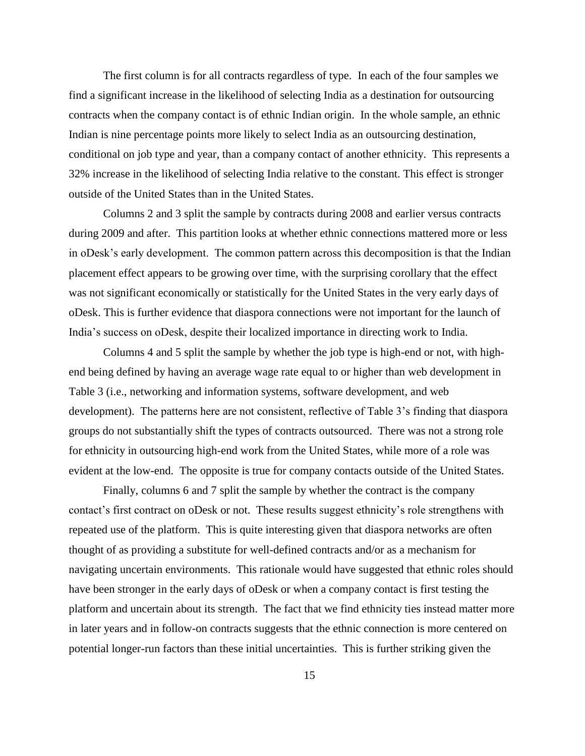The first column is for all contracts regardless of type. In each of the four samples we find a significant increase in the likelihood of selecting India as a destination for outsourcing contracts when the company contact is of ethnic Indian origin. In the whole sample, an ethnic Indian is nine percentage points more likely to select India as an outsourcing destination, conditional on job type and year, than a company contact of another ethnicity. This represents a 32% increase in the likelihood of selecting India relative to the constant. This effect is stronger outside of the United States than in the United States.

Columns 2 and 3 split the sample by contracts during 2008 and earlier versus contracts during 2009 and after. This partition looks at whether ethnic connections mattered more or less in oDesk's early development. The common pattern across this decomposition is that the Indian placement effect appears to be growing over time, with the surprising corollary that the effect was not significant economically or statistically for the United States in the very early days of oDesk. This is further evidence that diaspora connections were not important for the launch of India's success on oDesk, despite their localized importance in directing work to India.

Columns 4 and 5 split the sample by whether the job type is high-end or not, with high-end being defined by having an average wage rate equal to or higher than web development in Table 3 (i.e., networking and information systems, software development, and web development). The patterns here are not consistent, reflective of Table 3's finding that diaspora groups do not substantially shift the types of contracts outsourced. There was not a strong role for ethnicity in outsourcing high-end work from the United States, while more of a role was evident at the low-end. The opposite is true for company contacts outside of the United States.

Finally, columns 6 and 7 split the sample by whether the contract is the company contact's first contract on oDesk or not. These results suggest ethnicity's role strengthens with repeated use of the platform. This is quite interesting given that diaspora networks are often thought of as providing a substitute for well-defined contracts and/or as a mechanism for navigating uncertain environments. This rationale would have suggested that ethnic roles should have been stronger in the early days of oDesk or when a company contact is first testing the platform and uncertain about its strength. The fact that we find ethnicity ties instead matter more in later years and in follow-on contracts suggests that the ethnic connection is more centered on potential longer-run factors than these initial uncertainties. This is further striking given the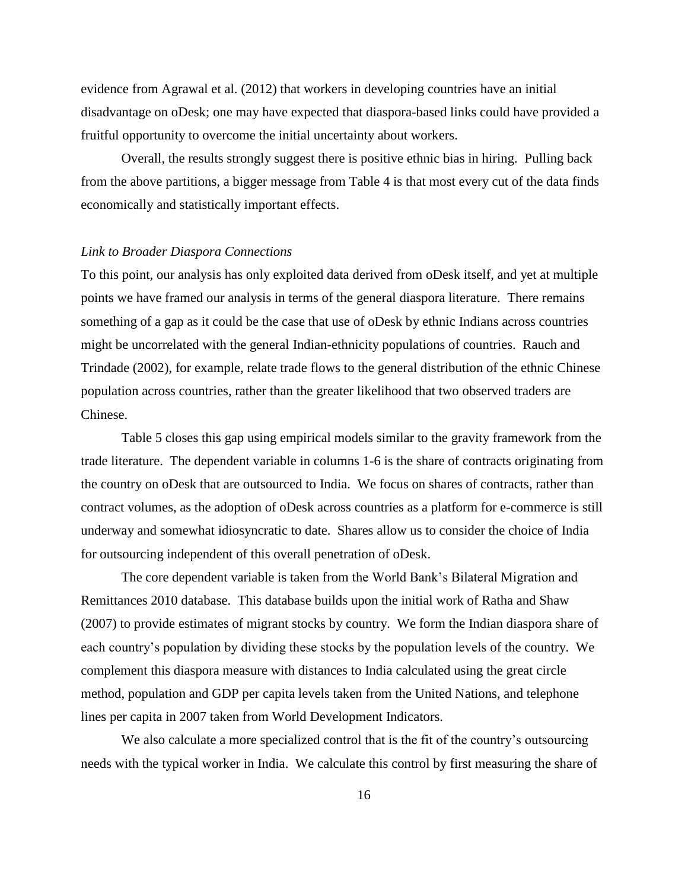evidence from Agrawal et al. (2012) that workers in developing countries have an initial disadvantage on oDesk; one may have expected that diaspora-based links could have provided a fruitful opportunity to overcome the initial uncertainty about workers.

Overall, the results strongly suggest there is positive ethnic bias in hiring. Pulling back from the above partitions, a bigger message from Table 4 is that most every cut of the data finds economically and statistically important effects.

*Link to Broader Diaspora Connections*

To this point, our analysis has only exploited data derived from oDesk itself, and yet at multiple points we have framed our analysis in terms of the general diaspora literature. There remains something of a gap as it could be the case that use of oDesk by ethnic Indians across countries might be uncorrelated with the general Indian-ethnicity populations of countries. Rauch and Trindade (2002), for example, relate trade flows to the general distribution of the ethnic Chinese population across countries, rather than the greater likelihood that two observed traders are Chinese.

Table 5 closes this gap using empirical models similar to the gravity framework from the trade literature. The dependent variable in columns 1-6 is the share of contracts originating from the country on oDesk that are outsourced to India. We focus on shares of contracts, rather than contract volumes, as the adoption of oDesk across countries as a platform for e-commerce is still underway and somewhat idiosyncratic to date. Shares allow us to consider the choice of India for outsourcing independent of this overall penetration of oDesk.

The core dependent variable is taken from the World Bank's Bilateral Migration and Remittances 2010 database. This database builds upon the initial work of Ratha and Shaw (2007) to provide estimates of migrant stocks by country. We form the Indian diaspora share of each country's population by dividing these stocks by the population levels of the country. We complement this diaspora measure with distances to India calculated using the great circle method, population and GDP per capita levels taken from the United Nations, and telephone lines per capita in 2007 taken from World Development Indicators.

We also calculate a more specialized control that is the fit of the country's outsourcing needs with the typical worker in India. We calculate this control by first measuring the share of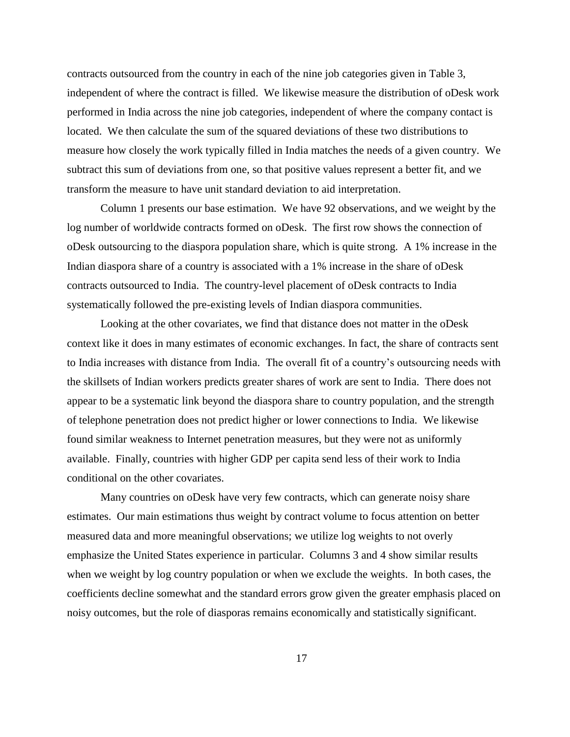contracts outsourced from the country in each of the nine job categories given in Table 3, independent of where the contract is filled. We likewise measure the distribution of oDesk work performed in India across the nine job categories, independent of where the company contact is located. We then calculate the sum of the squared deviations of these two distributions to measure how closely the work typically filled in India matches the needs of a given country. We subtract this sum of deviations from one, so that positive values represent a better fit, and we transform the measure to have unit standard deviation to aid interpretation.

Column 1 presents our base estimation. We have 92 observations, and we weight by the log number of worldwide contracts formed on oDesk. The first row shows the connection of oDesk outsourcing to the diaspora population share, which is quite strong. A 1% increase in the Indian diaspora share of a country is associated with a 1% increase in the share of oDesk contracts outsourced to India. The country-level placement of oDesk contracts to India systematically followed the pre-existing levels of Indian diaspora communities.

Looking at the other covariates, we find that distance does not matter in the oDesk context like it does in many estimates of economic exchanges. In fact, the share of contracts sent to India increases with distance from India. The overall fit of a country's outsourcing needs with the skillsets of Indian workers predicts greater shares of work are sent to India. There does not appear to be a systematic link beyond the diaspora share to country population, and the strength of telephone penetration does not predict higher or lower connections to India. We likewise found similar weakness to Internet penetration measures, but they were not as uniformly available. Finally, countries with higher GDP per capita send less of their work to India conditional on the other covariates.

Many countries on oDesk have very few contracts, which can generate noisy share estimates. Our main estimations thus weight by contract volume to focus attention on better measured data and more meaningful observations; we utilize log weights to not overly emphasize the United States experience in particular. Columns 3 and 4 show similar results when we weight by log country population or when we exclude the weights. In both cases, the coefficients decline somewhat and the standard errors grow given the greater emphasis placed on noisy outcomes, but the role of diasporas remains economically and statistically significant.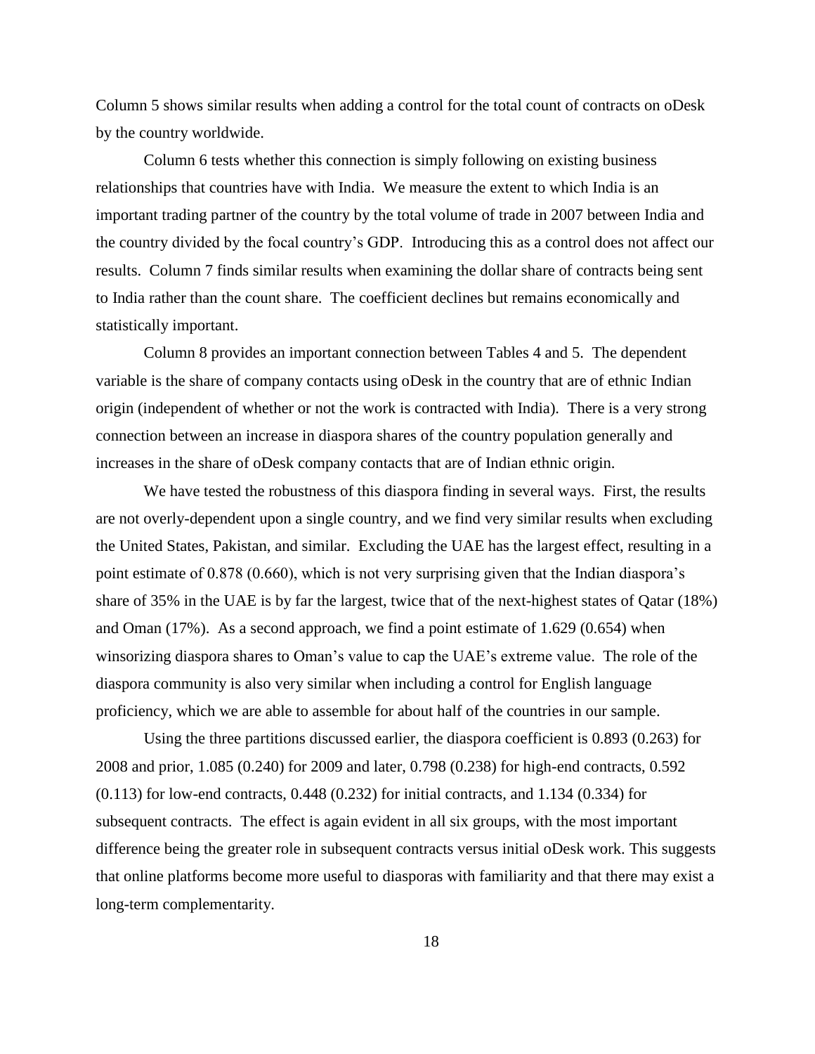Column 5 shows similar results when adding a control for the total count of contracts on oDesk by the country worldwide.

Column 6 tests whether this connection is simply following on existing business relationships that countries have with India. We measure the extent to which India is an important trading partner of the country by the total volume of trade in 2007 between India and the country divided by the focal country's GDP. Introducing this as a control does not affect our results. Column 7 finds similar results when examining the dollar share of contracts being sent to India rather than the count share. The coefficient declines but remains economically and statistically important.

Column 8 provides an important connection between Tables 4 and 5. The dependent variable is the share of company contacts using oDesk in the country that are of ethnic Indian origin (independent of whether or not the work is contracted with India). There is a very strong connection between an increase in diaspora shares of the country population generally and increases in the share of oDesk company contacts that are of Indian ethnic origin.

We have tested the robustness of this diaspora finding in several ways. First, the results are not overly-dependent upon a single country, and we find very similar results when excluding the United States, Pakistan, and similar. Excluding the UAE has the largest effect, resulting in a point estimate of 0.878 (0.660), which is not very surprising given that the Indian diaspora's share of 35% in the UAE is by far the largest, twice that of the next-highest states of Qatar (18%) and Oman (17%). As a second approach, we find a point estimate of 1.629 (0.654) when winsorizing diaspora shares to Oman's value to cap the UAE's extreme value. The role of the diaspora community is also very similar when including a control for English language proficiency, which we are able to assemble for about half of the countries in our sample.

Using the three partitions discussed earlier, the diaspora coefficient is 0.893 (0.263) for 2008 and prior, 1.085 (0.240) for 2009 and later, 0.798 (0.238) for high-end contracts, 0.592 (0.113) for low-end contracts, 0.448 (0.232) for initial contracts, and 1.134 (0.334) for subsequent contracts. The effect is again evident in all six groups, with the most important difference being the greater role in subsequent contracts versus initial oDesk work. This suggests that online platforms become more useful to diasporas with familiarity and that there may exist a long-term complementarity.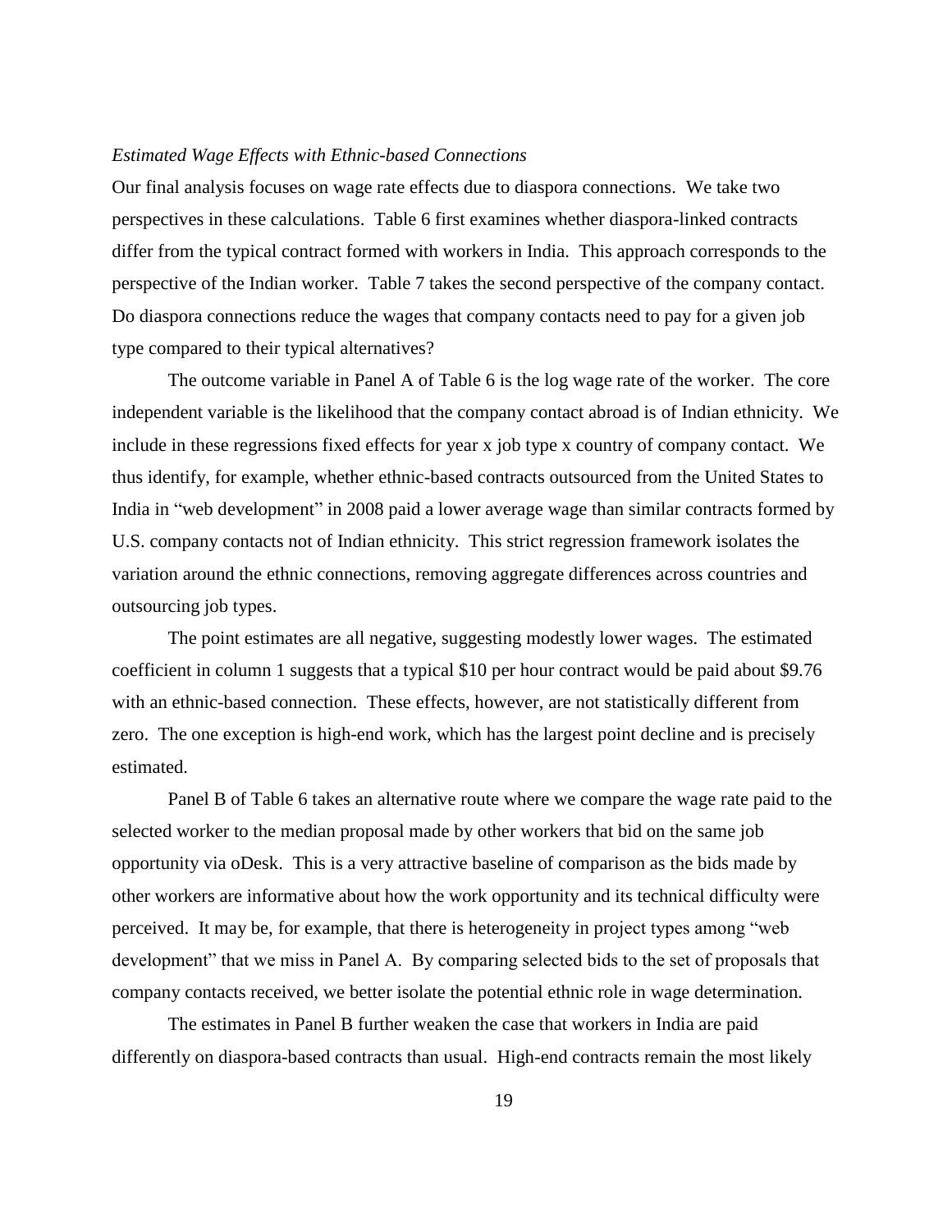*Estimated Wage Effects with Ethnic-based Connections*

Our final analysis focuses on wage rate effects due to diaspora connections. We take two perspectives in these calculations. Table 6 first examines whether diaspora-linked contracts differ from the typical contract formed with workers in India. This approach corresponds to the perspective of the Indian worker. Table 7 takes the second perspective of the company contact. Do diaspora connections reduce the wages that company contacts need to pay for a given job type compared to their typical alternatives?

The outcome variable in Panel A of Table 6 is the log wage rate of the worker. The core independent variable is the likelihood that the company contact abroad is of Indian ethnicity. We include in these regressions fixed effects for year x job type x country of company contact. We thus identify, for example, whether ethnic-based contracts outsourced from the United States to India in "web development" in 2008 paid a lower average wage than similar contracts formed by U.S. company contacts not of Indian ethnicity. This strict regression framework isolates the variation around the ethnic connections, removing aggregate differences across countries and outsourcing job types.

The point estimates are all negative, suggesting modestly lower wages. The estimated coefficient in column 1 suggests that a typical $10 per hour contract would be paid about $9.76 with an ethnic-based connection. These effects, however, are not statistically different from zero. The one exception is high-end work, which has the largest point decline and is precisely estimated.

Panel B of Table 6 takes an alternative route where we compare the wage rate paid to the selected worker to the median proposal made by other workers that bid on the same job opportunity via oDesk. This is a very attractive baseline of comparison as the bids made by other workers are informative about how the work opportunity and its technical difficulty were perceived. It may be, for example, that there is heterogeneity in project types among "web development" that we miss in Panel A. By comparing selected bids to the set of proposals that company contacts received, we better isolate the potential ethnic role in wage determination.

The estimates in Panel B further weaken the case that workers in India are paid differently on diaspora-based contracts than usual. High-end contracts remain the most likely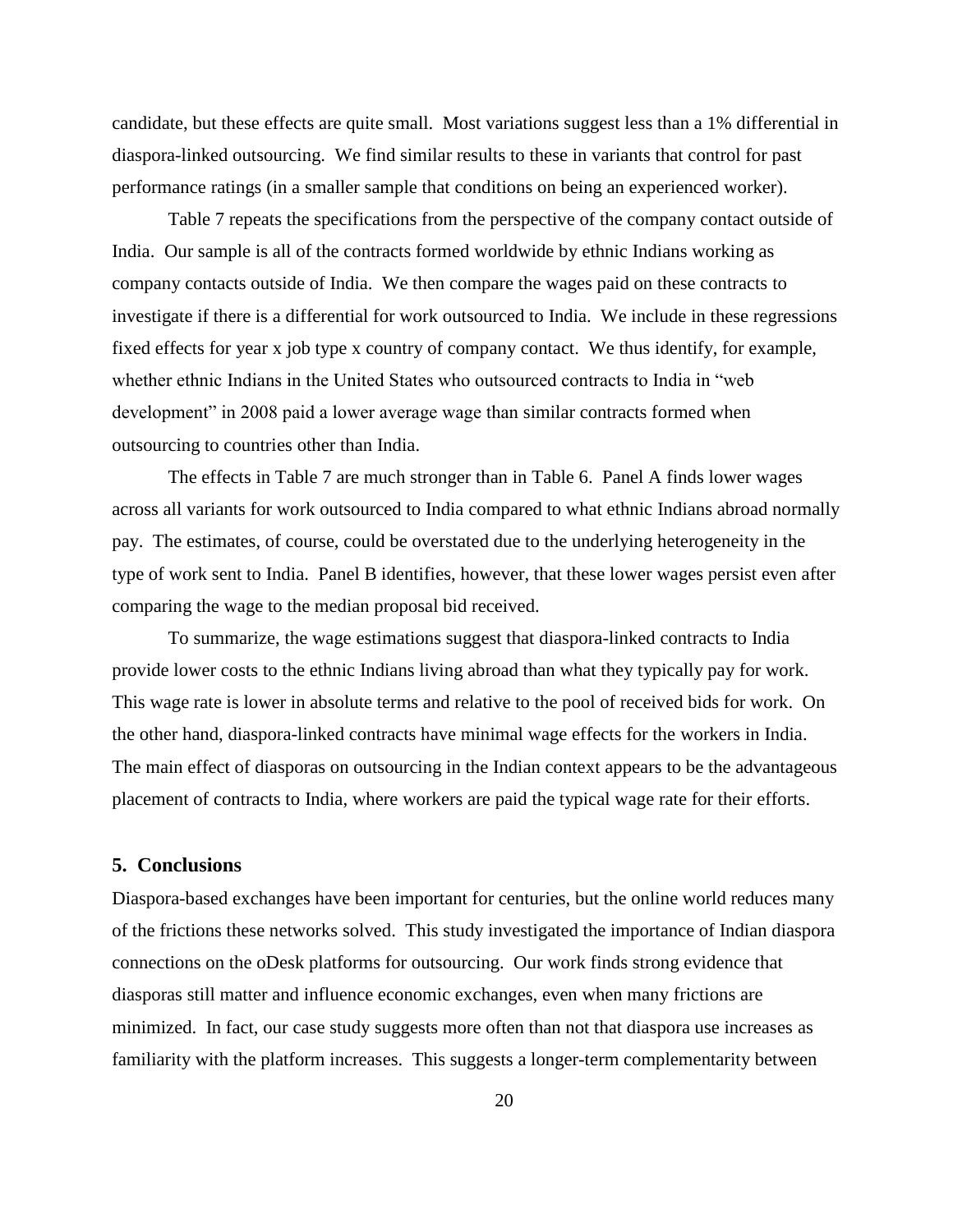candidate, but these effects are quite small. Most variations suggest less than a 1% differential in diaspora-linked outsourcing. We find similar results to these in variants that control for past performance ratings (in a smaller sample that conditions on being an experienced worker).

Table 7 repeats the specifications from the perspective of the company contact outside of India. Our sample is all of the contracts formed worldwide by ethnic Indians working as company contacts outside of India. We then compare the wages paid on these contracts to investigate if there is a differential for work outsourced to India. We include in these regressions fixed effects for year x job type x country of company contact. We thus identify, for example, whether ethnic Indians in the United States who outsourced contracts to India in "web development" in 2008 paid a lower average wage than similar contracts formed when outsourcing to countries other than India.

The effects in Table 7 are much stronger than in Table 6. Panel A finds lower wages across all variants for work outsourced to India compared to what ethnic Indians abroad normally pay. The estimates, of course, could be overstated due to the underlying heterogeneity in the type of work sent to India. Panel B identifies, however, that these lower wages persist even after comparing the wage to the median proposal bid received.

To summarize, the wage estimations suggest that diaspora-linked contracts to India provide lower costs to the ethnic Indians living abroad than what they typically pay for work. This wage rate is lower in absolute terms and relative to the pool of received bids for work. On the other hand, diaspora-linked contracts have minimal wage effects for the workers in India. The main effect of diasporas on outsourcing in the Indian context appears to be the advantageous placement of contracts to India, where workers are paid the typical wage rate for their efforts.

## 5. Conclusions

Diaspora-based exchanges have been important for centuries, but the online world reduces many of the frictions these networks solved. This study investigated the importance of Indian diaspora connections on the oDesk platforms for outsourcing. Our work finds strong evidence that diasporas still matter and influence economic exchanges, even when many frictions are minimized. In fact, our case study suggests more often than not that diaspora use increases as familiarity with the platform increases. This suggests a longer-term complementarity between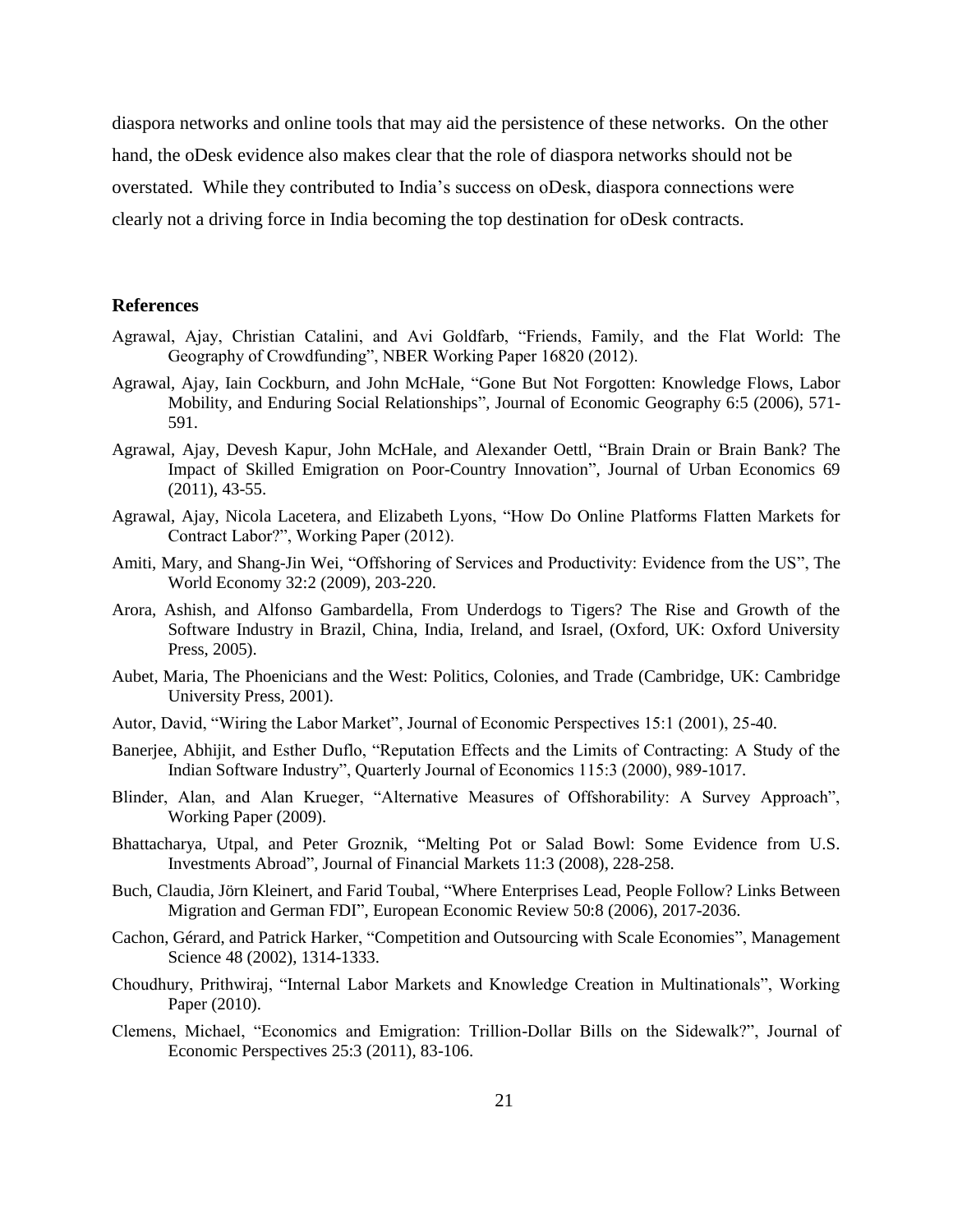diaspora networks and online tools that may aid the persistence of these networks. On the other hand, the oDesk evidence also makes clear that the role of diaspora networks should not be overstated. While they contributed to India's success on oDesk, diaspora connections were clearly not a driving force in India becoming the top destination for oDesk contracts.

## References

Agrawal, Ajay, Christian Catalini, and Avi Goldfarb, "Friends, Family, and the Flat World: The Geography of Crowdfunding", NBER Working Paper 16820 (2012).

Agrawal, Ajay, Iain Cockburn, and John McHale, "Gone But Not Forgotten: Knowledge Flows, Labor Mobility, and Enduring Social Relationships", Journal of Economic Geography 6:5 (2006), 571-591.

Agrawal, Ajay, Devesh Kapur, John McHale, and Alexander Oettl, "Brain Drain or Brain Bank? The Impact of Skilled Emigration on Poor-Country Innovation", Journal of Urban Economics 69 (2011), 43-55.

Agrawal, Ajay, Nicola Lacetera, and Elizabeth Lyons, "How Do Online Platforms Flatten Markets for Contract Labor?", Working Paper (2012).

Amiti, Mary, and Shang-Jin Wei, "Offshoring of Services and Productivity: Evidence from the US", The World Economy 32:2 (2009), 203-220.

Arora, Ashish, and Alfonso Gambardella, From Underdogs to Tigers? The Rise and Growth of the Software Industry in Brazil, China, India, Ireland, and Israel, (Oxford, UK: Oxford University Press, 2005).

Aubet, Maria, The Phoenicians and the West: Politics, Colonies, and Trade (Cambridge, UK: Cambridge University Press, 2001).

Autor, David, "Wiring the Labor Market", Journal of Economic Perspectives 15:1 (2001), 25-40.

Banerjee, Abhijit, and Esther Duflo, "Reputation Effects and the Limits of Contracting: A Study of the Indian Software Industry", Quarterly Journal of Economics 115:3 (2000), 989-1017.

Blinder, Alan, and Alan Krueger, "Alternative Measures of Offshorability: A Survey Approach", Working Paper (2009).

Bhattacharya, Utpal, and Peter Groznik, "Melting Pot or Salad Bowl: Some Evidence from U.S. Investments Abroad", Journal of Financial Markets 11:3 (2008), 228-258.

Buch, Claudia, Jörn Kleinert, and Farid Toubal, "Where Enterprises Lead, People Follow? Links Between Migration and German FDI", European Economic Review 50:8 (2006), 2017-2036.

Cachon, Gérard, and Patrick Harker, "Competition and Outsourcing with Scale Economies", Management Science 48 (2002), 1314-1333.

Choudhury, Prithwiraj, "Internal Labor Markets and Knowledge Creation in Multinationals", Working Paper (2010).

Clemens, Michael, "Economics and Emigration: Trillion-Dollar Bills on the Sidewalk?", Journal of Economic Perspectives 25:3 (2011), 83-106.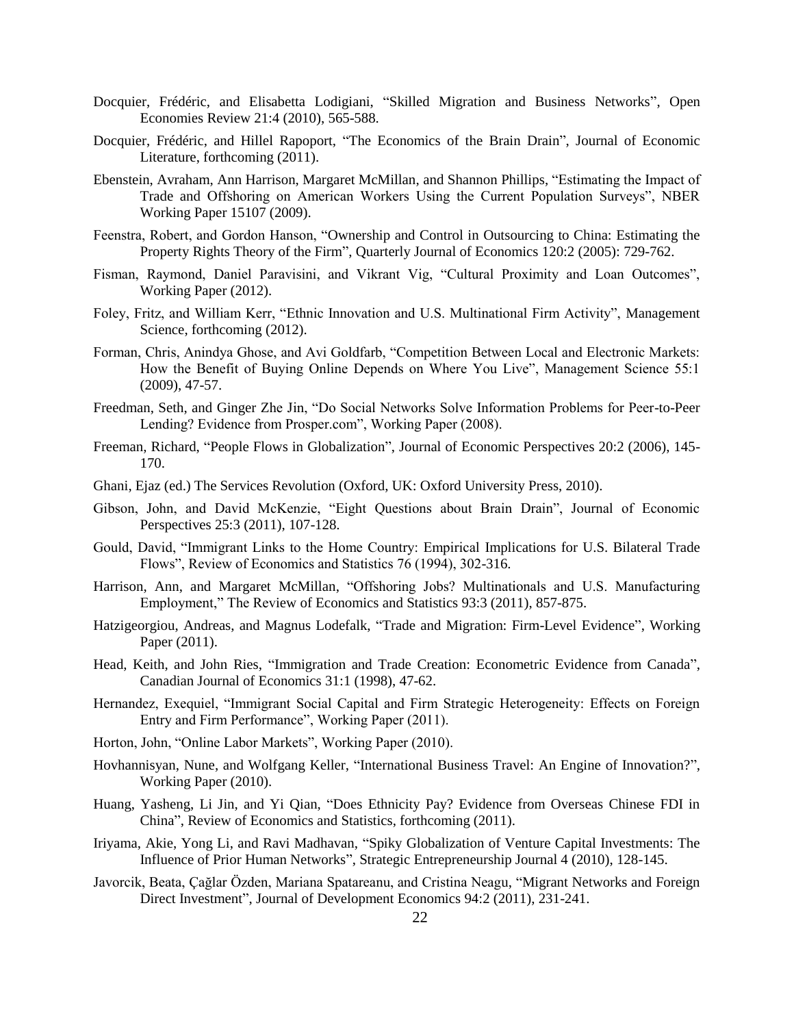Docquier, Frédéric, and Elisabetta Lodigiani, "Skilled Migration and Business Networks", Open Economies Review 21:4 (2010), 565-588.

Docquier, Frédéric, and Hillel Rapoport, "The Economics of the Brain Drain", Journal of Economic Literature, forthcoming (2011).

Ebenstein, Avraham, Ann Harrison, Margaret McMillan, and Shannon Phillips, "Estimating the Impact of Trade and Offshoring on American Workers Using the Current Population Surveys", NBER Working Paper 15107 (2009).

Feenstra, Robert, and Gordon Hanson, "Ownership and Control in Outsourcing to China: Estimating the Property Rights Theory of the Firm", Quarterly Journal of Economics 120:2 (2005): 729-762.

Fisman, Raymond, Daniel Paravisini, and Vikrant Vig, "Cultural Proximity and Loan Outcomes", Working Paper (2012).

Foley, Fritz, and William Kerr, "Ethnic Innovation and U.S. Multinational Firm Activity", Management Science, forthcoming (2012).

Forman, Chris, Anindya Ghose, and Avi Goldfarb, "Competition Between Local and Electronic Markets: How the Benefit of Buying Online Depends on Where You Live", Management Science 55:1 (2009), 47-57.

Freedman, Seth, and Ginger Zhe Jin, "Do Social Networks Solve Information Problems for Peer-to-Peer Lending? Evidence from Prosper.com", Working Paper (2008).

Freeman, Richard, "People Flows in Globalization", Journal of Economic Perspectives 20:2 (2006), 145-170.

Ghani, Ejaz (ed.) The Services Revolution (Oxford, UK: Oxford University Press, 2010).

Gibson, John, and David McKenzie, "Eight Questions about Brain Drain", Journal of Economic Perspectives 25:3 (2011), 107-128.

Gould, David, "Immigrant Links to the Home Country: Empirical Implications for U.S. Bilateral Trade Flows", Review of Economics and Statistics 76 (1994), 302-316.

Harrison, Ann, and Margaret McMillan, "Offshoring Jobs? Multinationals and U.S. Manufacturing Employment," The Review of Economics and Statistics 93:3 (2011), 857-875.

Hatzigeorgiou, Andreas, and Magnus Lodefalk, "Trade and Migration: Firm-Level Evidence", Working Paper (2011).

Head, Keith, and John Ries, "Immigration and Trade Creation: Econometric Evidence from Canada", Canadian Journal of Economics 31:1 (1998), 47-62.

Hernandez, Exequiel, "Immigrant Social Capital and Firm Strategic Heterogeneity: Effects on Foreign Entry and Firm Performance", Working Paper (2011).

Horton, John, "Online Labor Markets", Working Paper (2010).

Hovhannisyan, Nune, and Wolfgang Keller, "International Business Travel: An Engine of Innovation?", Working Paper (2010).

Huang, Yasheng, Li Jin, and Yi Qian, "Does Ethnicity Pay? Evidence from Overseas Chinese FDI in China", Review of Economics and Statistics, forthcoming (2011).

Iriyama, Akie, Yong Li, and Ravi Madhavan, "Spiky Globalization of Venture Capital Investments: The Influence of Prior Human Networks", Strategic Entrepreneurship Journal 4 (2010), 128-145.

Javorcik, Beata, Çağlar Özden, Mariana Spatareanu, and Cristina Neagu, "Migrant Networks and Foreign Direct Investment", Journal of Development Economics 94:2 (2011), 231-241.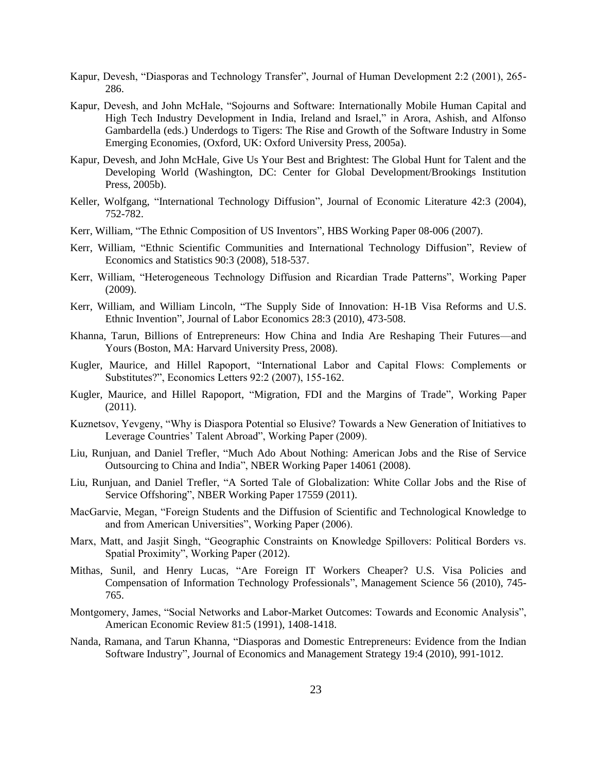Kapur, Devesh, "Diasporas and Technology Transfer", Journal of Human Development 2:2 (2001), 265-286.

Kapur, Devesh, and John McHale, "Sojourns and Software: Internationally Mobile Human Capital and High Tech Industry Development in India, Ireland and Israel," in Arora, Ashish, and Alfonso Gambardella (eds.) Underdogs to Tigers: The Rise and Growth of the Software Industry in Some Emerging Economies, (Oxford, UK: Oxford University Press, 2005a).

Kapur, Devesh, and John McHale, Give Us Your Best and Brightest: The Global Hunt for Talent and the Developing World (Washington, DC: Center for Global Development/Brookings Institution Press, 2005b).

Keller, Wolfgang, "International Technology Diffusion", Journal of Economic Literature 42:3 (2004), 752-782.

Kerr, William, "The Ethnic Composition of US Inventors", HBS Working Paper 08-006 (2007).

Kerr, William, "Ethnic Scientific Communities and International Technology Diffusion", Review of Economics and Statistics 90:3 (2008), 518-537.

Kerr, William, "Heterogeneous Technology Diffusion and Ricardian Trade Patterns", Working Paper (2009).

Kerr, William, and William Lincoln, "The Supply Side of Innovation: H-1B Visa Reforms and U.S. Ethnic Invention", Journal of Labor Economics 28:3 (2010), 473-508.

Khanna, Tarun, Billions of Entrepreneurs: How China and India Are Reshaping Their Futures—and Yours (Boston, MA: Harvard University Press, 2008).

Kugler, Maurice, and Hillel Rapoport, "International Labor and Capital Flows: Complements or Substitutes?", Economics Letters 92:2 (2007), 155-162.

Kugler, Maurice, and Hillel Rapoport, "Migration, FDI and the Margins of Trade", Working Paper (2011).

Kuznetsov, Yevgeny, "Why is Diaspora Potential so Elusive? Towards a New Generation of Initiatives to Leverage Countries' Talent Abroad", Working Paper (2009).

Liu, Runjuan, and Daniel Trefler, "Much Ado About Nothing: American Jobs and the Rise of Service Outsourcing to China and India", NBER Working Paper 14061 (2008).

Liu, Runjuan, and Daniel Trefler, "A Sorted Tale of Globalization: White Collar Jobs and the Rise of Service Offshoring", NBER Working Paper 17559 (2011).

MacGarvie, Megan, "Foreign Students and the Diffusion of Scientific and Technological Knowledge to and from American Universities", Working Paper (2006).

Marx, Matt, and Jasjit Singh, "Geographic Constraints on Knowledge Spillovers: Political Borders vs. Spatial Proximity", Working Paper (2012).

Mithas, Sunil, and Henry Lucas, "Are Foreign IT Workers Cheaper? U.S. Visa Policies and Compensation of Information Technology Professionals", Management Science 56 (2010), 745-765.

Montgomery, James, "Social Networks and Labor-Market Outcomes: Towards and Economic Analysis", American Economic Review 81:5 (1991), 1408-1418.

Nanda, Ramana, and Tarun Khanna, "Diasporas and Domestic Entrepreneurs: Evidence from the Indian Software Industry", Journal of Economics and Management Strategy 19:4 (2010), 991-1012.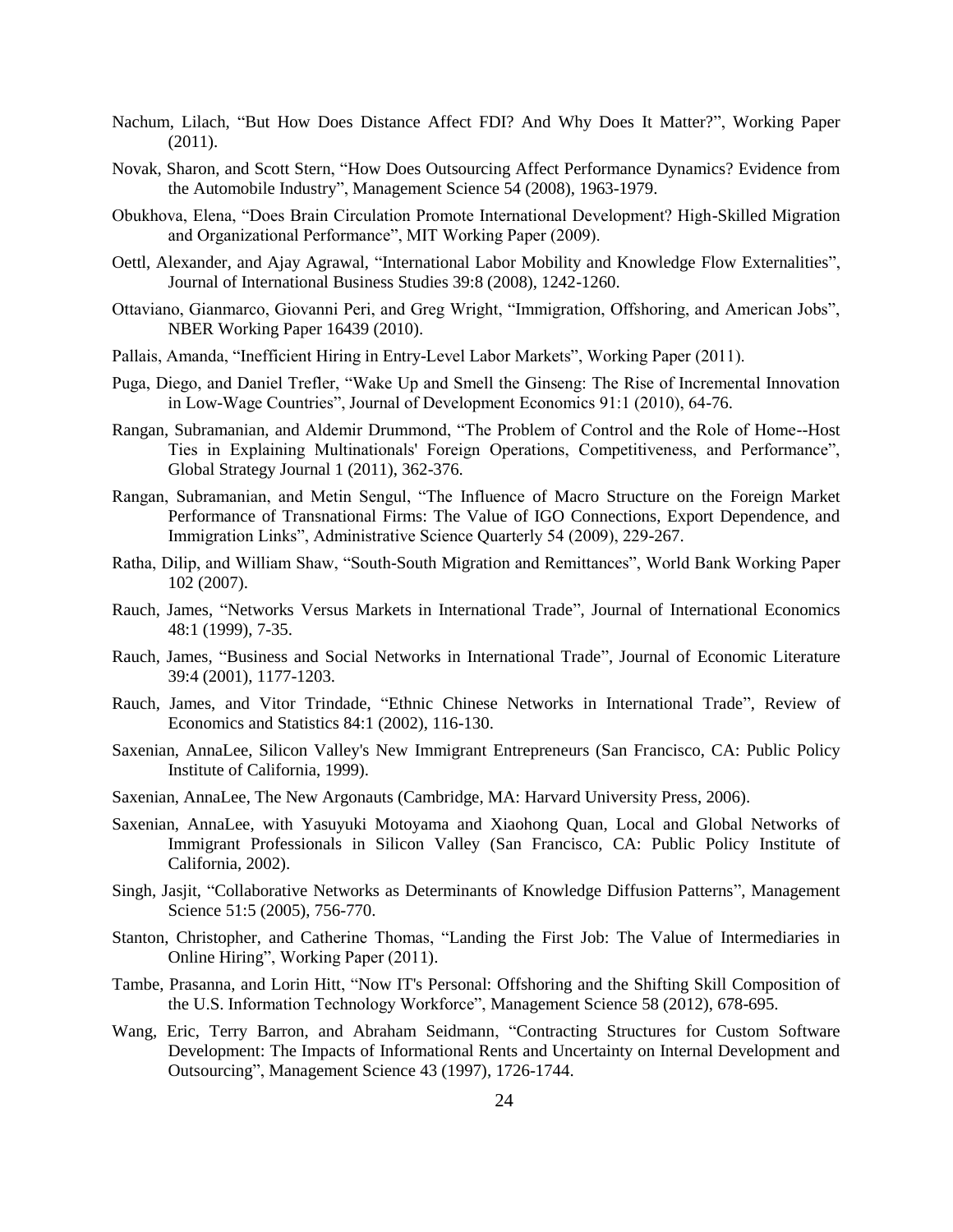Nachum, Lilach, "But How Does Distance Affect FDI? And Why Does It Matter?", Working Paper (2011).

Novak, Sharon, and Scott Stern, "How Does Outsourcing Affect Performance Dynamics? Evidence from the Automobile Industry", Management Science 54 (2008), 1963-1979.

Obukhova, Elena, "Does Brain Circulation Promote International Development? High-Skilled Migration and Organizational Performance", MIT Working Paper (2009).

Oettl, Alexander, and Ajay Agrawal, "International Labor Mobility and Knowledge Flow Externalities", Journal of International Business Studies 39:8 (2008), 1242-1260.

Ottaviano, Gianmarco, Giovanni Peri, and Greg Wright, "Immigration, Offshoring, and American Jobs", NBER Working Paper 16439 (2010).

Pallais, Amanda, "Inefficient Hiring in Entry-Level Labor Markets", Working Paper (2011).

Puga, Diego, and Daniel Trefler, "Wake Up and Smell the Ginseng: The Rise of Incremental Innovation in Low-Wage Countries", Journal of Development Economics 91:1 (2010), 64-76.

Rangan, Subramanian, and Aldemir Drummond, "The Problem of Control and the Role of Home--Host Ties in Explaining Multinationals' Foreign Operations, Competitiveness, and Performance", Global Strategy Journal 1 (2011), 362-376.

Rangan, Subramanian, and Metin Sengul, "The Influence of Macro Structure on the Foreign Market Performance of Transnational Firms: The Value of IGO Connections, Export Dependence, and Immigration Links", Administrative Science Quarterly 54 (2009), 229-267.

Ratha, Dilip, and William Shaw, "South-South Migration and Remittances", World Bank Working Paper 102 (2007).

Rauch, James, "Networks Versus Markets in International Trade", Journal of International Economics 48:1 (1999), 7-35.

Rauch, James, "Business and Social Networks in International Trade", Journal of Economic Literature 39:4 (2001), 1177-1203.

Rauch, James, and Vitor Trindade, "Ethnic Chinese Networks in International Trade", Review of Economics and Statistics 84:1 (2002), 116-130.

Saxenian, AnnaLee, Silicon Valley's New Immigrant Entrepreneurs (San Francisco, CA: Public Policy Institute of California, 1999).

Saxenian, AnnaLee, The New Argonauts (Cambridge, MA: Harvard University Press, 2006).

Saxenian, AnnaLee, with Yasuyuki Motoyama and Xiaohong Quan, Local and Global Networks of Immigrant Professionals in Silicon Valley (San Francisco, CA: Public Policy Institute of California, 2002).

Singh, Jasjit, "Collaborative Networks as Determinants of Knowledge Diffusion Patterns", Management Science 51:5 (2005), 756-770.

Stanton, Christopher, and Catherine Thomas, "Landing the First Job: The Value of Intermediaries in Online Hiring", Working Paper (2011).

Tambe, Prasanna, and Lorin Hitt, "Now IT's Personal: Offshoring and the Shifting Skill Composition of the U.S. Information Technology Workforce", Management Science 58 (2012), 678-695.

Wang, Eric, Terry Barron, and Abraham Seidmann, "Contracting Structures for Custom Software Development: The Impacts of Informational Rents and Uncertainty on Internal Development and Outsourcing", Management Science 43 (1997), 1726-1744.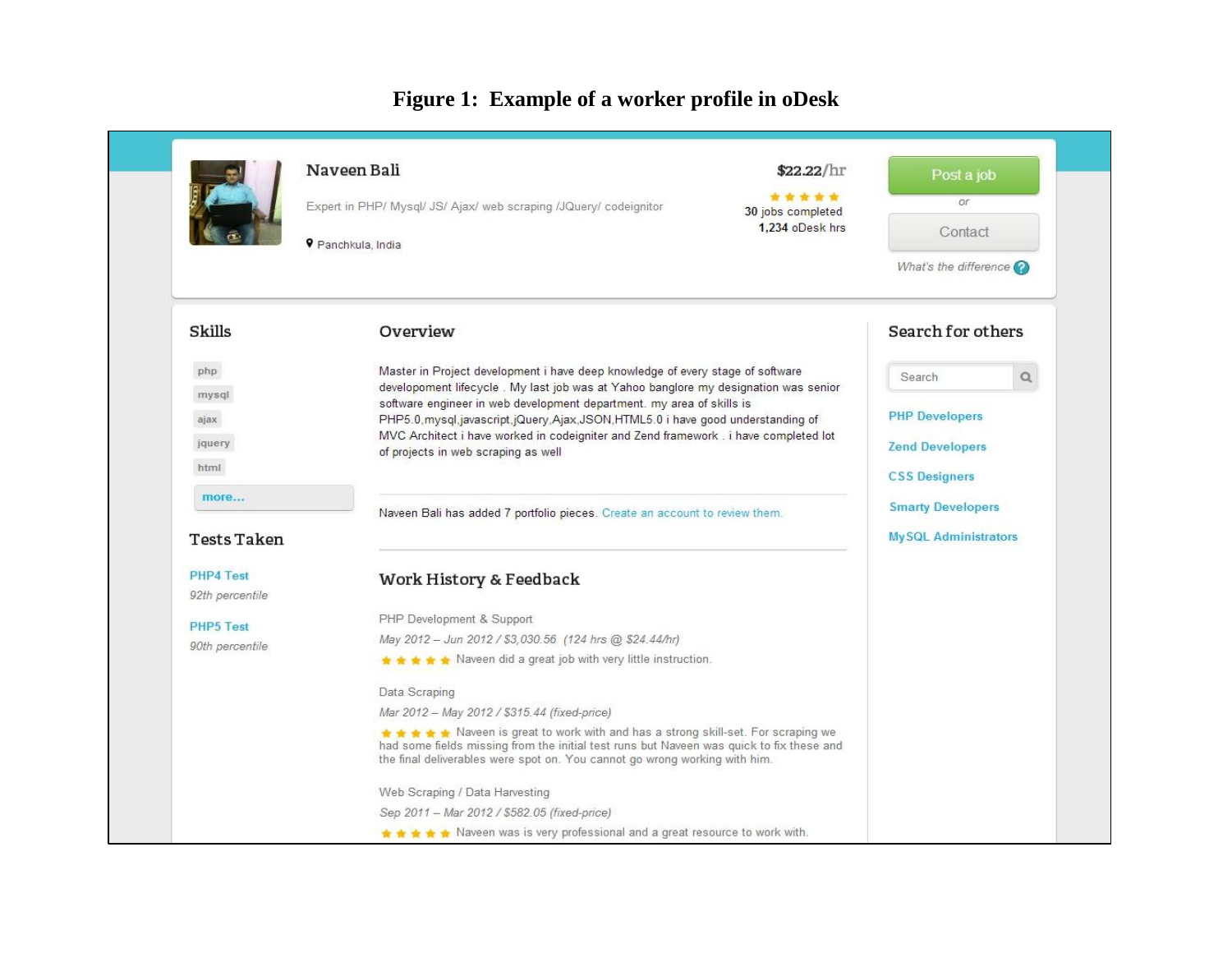**Figure 1: Example of a worker profile in oDesk**

## Naveen Bali

Expert in PHP/ Mysql/ JS/ Ajax/ web scraping /JQuery/ codeignitor

Panchkula, India

$22.22/hr

★★★★★
30 jobs completed
1,234 oDesk hrs

Post a job

or

Contact

What's the difference

### Skills

php
mysql
ajax
jquery
html
more...

### Tests Taken

PHP4 Test
*92th percentile*

PHP5 Test
*90th percentile*

### Overview

Master in Project development i have deep knowledge of every stage of software developoment lifecycle . My last job was at Yahoo banglore my designation was senior software engineer in web development department. my area of skills is PHP5.0,mysql,javascript,jQuery,Ajax,JSON,HTML5.0 i have good understanding of MVC Architect i have worked in codeigniter and Zend framework . i have completed lot of projects in web scraping as well

Naveen Bali has added 7 portfolio pieces. Create an account to review them.

### Work History & Feedback

PHP Development & Support
*May 2012 – Jun 2012 / $3,030.56 (124 hrs @ $24.44/hr)*
★★★★★ Naveen did a great job with very little instruction.

Data Scraping
*Mar 2012 – May 2012 / $315.44 (fixed-price)*
★★★★★ Naveen is great to work with and has a strong skill-set. For scraping we had some fields missing from the initial test runs but Naveen was quick to fix these and the final deliverables were spot on. You cannot go wrong working with him.

Web Scraping / Data Harvesting
*Sep 2011 – Mar 2012 / $582.05 (fixed-price)*
★★★★★ Naveen was is very professional and a great resource to work with.

### Search for others

Search

PHP Developers
Zend Developers
CSS Designers
Smarty Developers
MySQL Administrators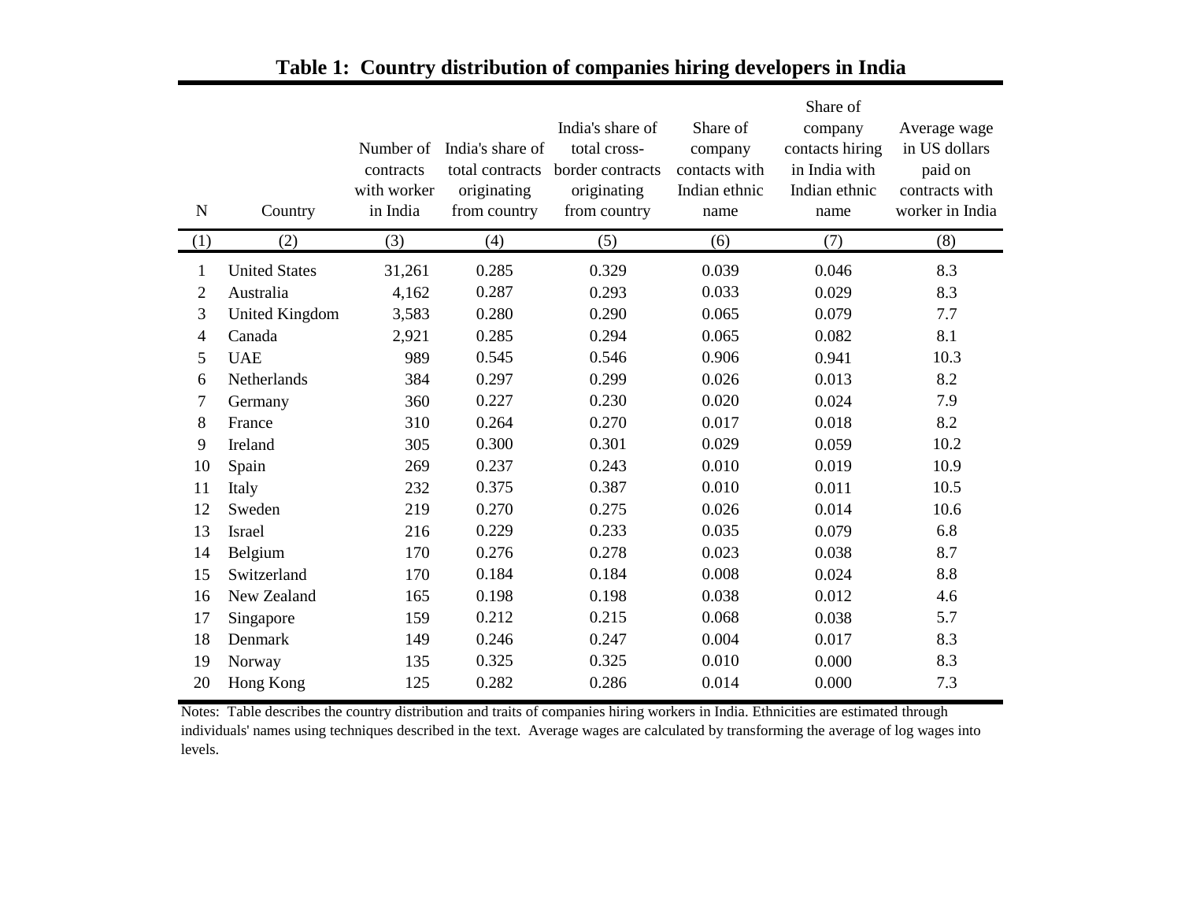**Table 1: Country distribution of companies hiring developers in India**

| N | Country | Number of contracts with worker in India | India's share of total contracts originating from country | India's share of total cross-border contracts originating from country | Share of company contacts with Indian ethnic name | Share of company contacts hiring in India with Indian ethnic name | Average wage in US dollars paid on contracts with worker in India |
|---|---|---|---|---|---|---|---|
| (1) | (2) | (3) | (4) | (5) | (6) | (7) | (8) |
| 1 | United States | 31,261 | 0.285 | 0.329 | 0.039 | 0.046 | 8.3 |
| 2 | Australia | 4,162 | 0.287 | 0.293 | 0.033 | 0.029 | 8.3 |
| 3 | United Kingdom | 3,583 | 0.280 | 0.290 | 0.065 | 0.079 | 7.7 |
| 4 | Canada | 2,921 | 0.285 | 0.294 | 0.065 | 0.082 | 8.1 |
| 5 | UAE | 989 | 0.545 | 0.546 | 0.906 | 0.941 | 10.3 |
| 6 | Netherlands | 384 | 0.297 | 0.299 | 0.026 | 0.013 | 8.2 |
| 7 | Germany | 360 | 0.227 | 0.230 | 0.020 | 0.024 | 7.9 |
| 8 | France | 310 | 0.264 | 0.270 | 0.017 | 0.018 | 8.2 |
| 9 | Ireland | 305 | 0.300 | 0.301 | 0.029 | 0.059 | 10.2 |
| 10 | Spain | 269 | 0.237 | 0.243 | 0.010 | 0.019 | 10.9 |
| 11 | Italy | 232 | 0.375 | 0.387 | 0.010 | 0.011 | 10.5 |
| 12 | Sweden | 219 | 0.270 | 0.275 | 0.026 | 0.014 | 10.6 |
| 13 | Israel | 216 | 0.229 | 0.233 | 0.035 | 0.079 | 6.8 |
| 14 | Belgium | 170 | 0.276 | 0.278 | 0.023 | 0.038 | 8.7 |
| 15 | Switzerland | 170 | 0.184 | 0.184 | 0.008 | 0.024 | 8.8 |
| 16 | New Zealand | 165 | 0.198 | 0.198 | 0.038 | 0.012 | 4.6 |
| 17 | Singapore | 159 | 0.212 | 0.215 | 0.068 | 0.038 | 5.7 |
| 18 | Denmark | 149 | 0.246 | 0.247 | 0.004 | 0.017 | 8.3 |
| 19 | Norway | 135 | 0.325 | 0.325 | 0.010 | 0.000 | 8.3 |
| 20 | Hong Kong | 125 | 0.282 | 0.286 | 0.014 | 0.000 | 7.3 |

Notes: Table describes the country distribution and traits of companies hiring workers in India. Ethnicities are estimated through individuals' names using techniques described in the text. Average wages are calculated by transforming the average of log wages into levels.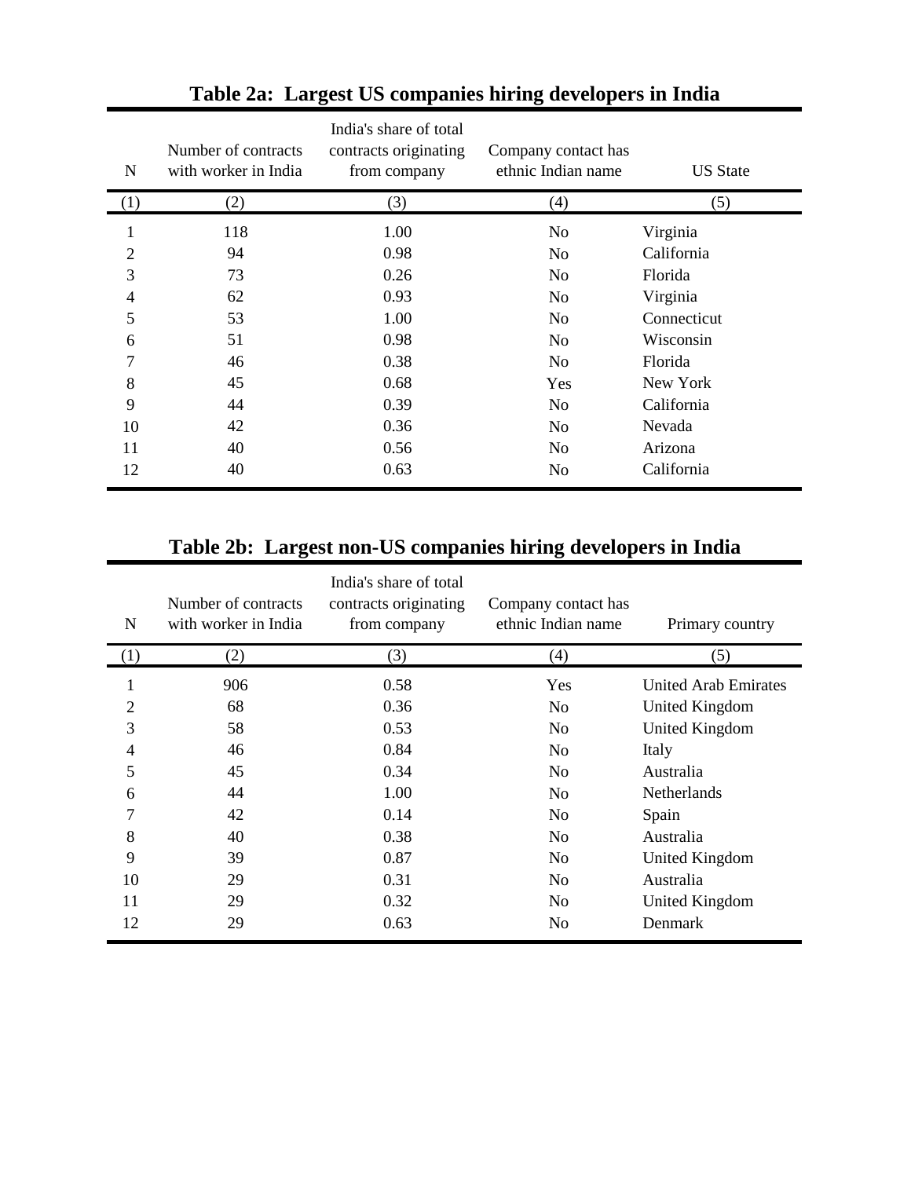**Table 2a: Largest US companies hiring developers in India**

| N | Number of contracts with worker in India | India's share of total contracts originating from company | Company contact has ethnic Indian name | US State |
|---|---|---|---|---|
| (1) | (2) | (3) | (4) | (5) |
| 1 | 118 | 1.00 | No | Virginia |
| 2 | 94 | 0.98 | No | California |
| 3 | 73 | 0.26 | No | Florida |
| 4 | 62 | 0.93 | No | Virginia |
| 5 | 53 | 1.00 | No | Connecticut |
| 6 | 51 | 0.98 | No | Wisconsin |
| 7 | 46 | 0.38 | No | Florida |
| 8 | 45 | 0.68 | Yes | New York |
| 9 | 44 | 0.39 | No | California |
| 10 | 42 | 0.36 | No | Nevada |
| 11 | 40 | 0.56 | No | Arizona |
| 12 | 40 | 0.63 | No | California |

**Table 2b: Largest non-US companies hiring developers in India**

| N | Number of contracts with worker in India | India's share of total contracts originating from company | Company contact has ethnic Indian name | Primary country |
|---|---|---|---|---|
| (1) | (2) | (3) | (4) | (5) |
| 1 | 906 | 0.58 | Yes | United Arab Emirates |
| 2 | 68 | 0.36 | No | United Kingdom |
| 3 | 58 | 0.53 | No | United Kingdom |
| 4 | 46 | 0.84 | No | Italy |
| 5 | 45 | 0.34 | No | Australia |
| 6 | 44 | 1.00 | No | Netherlands |
| 7 | 42 | 0.14 | No | Spain |
| 8 | 40 | 0.38 | No | Australia |
| 9 | 39 | 0.87 | No | United Kingdom |
| 10 | 29 | 0.31 | No | Australia |
| 11 | 29 | 0.32 | No | United Kingdom |
| 12 | 29 | 0.63 | No | Denmark |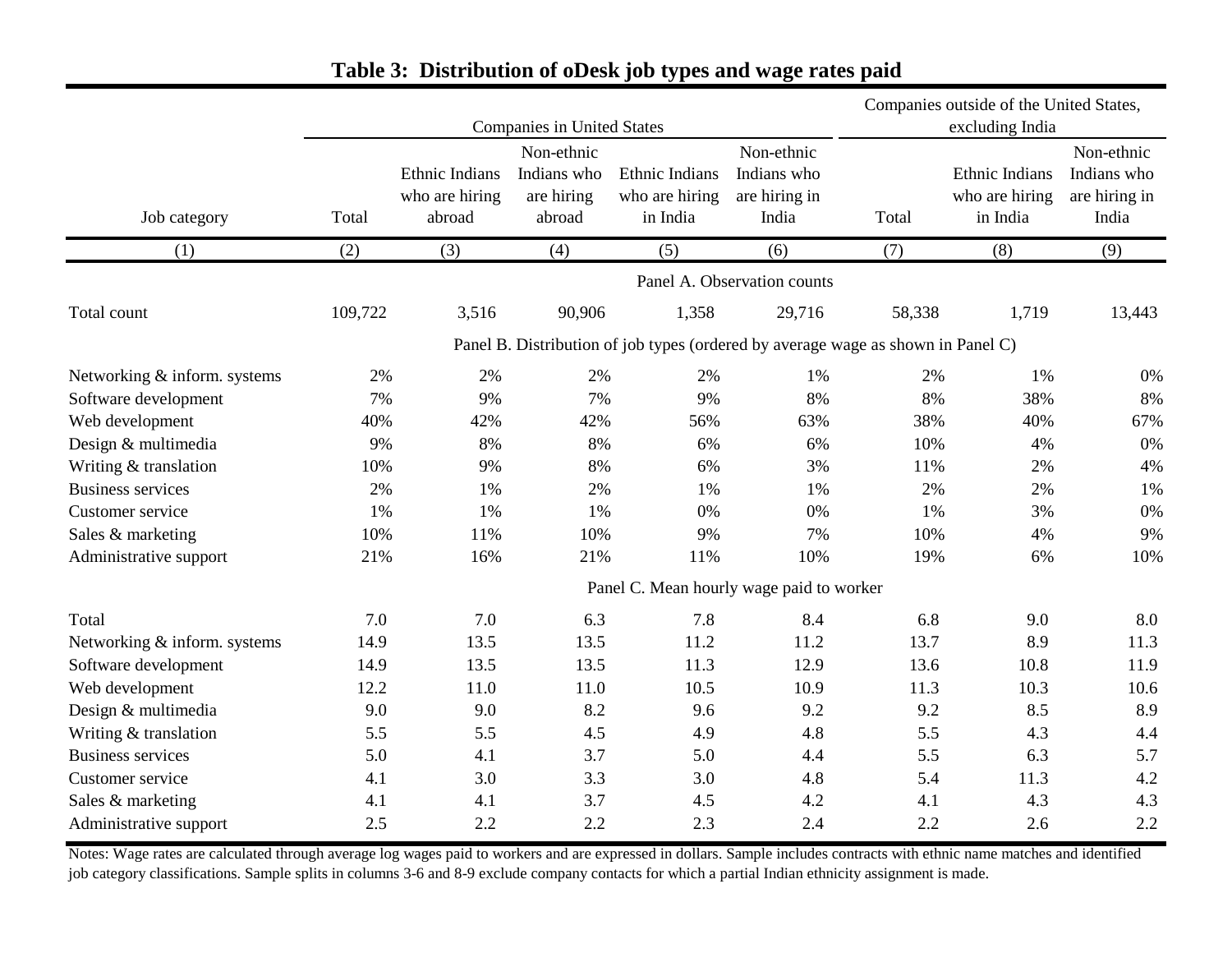# Table 3: Distribution of oDesk job types and wage rates paid

| | Companies in United States | | | | | Companies outside of the United States, excluding India | | |
|---|---|---|---|---|---|---|---|---|
| Job category | Total | Ethnic Indians who are hiring abroad | Non-ethnic Indians who are hiring abroad | Ethnic Indians who are hiring in India | Non-ethnic Indians who are hiring in India | Total | Ethnic Indians who are hiring in India | Non-ethnic Indians who are hiring in India |
| (1) | (2) | (3) | (4) | (5) | (6) | (7) | (8) | (9) |
| **Panel A. Observation counts** | | | | | | | | |
| Total count | 109,722 | 3,516 | 90,906 | 1,358 | 29,716 | 58,338 | 1,719 | 13,443 |
| **Panel B. Distribution of job types (ordered by average wage as shown in Panel C)** | | | | | | | | |
| Networking & inform. systems | 2% | 2% | 2% | 2% | 1% | 2% | 1% | 0% |
| Software development | 7% | 9% | 7% | 9% | 8% | 8% | 38% | 8% |
| Web development | 40% | 42% | 42% | 56% | 63% | 38% | 40% | 67% |
| Design & multimedia | 9% | 8% | 8% | 6% | 6% | 10% | 4% | 0% |
| Writing & translation | 10% | 9% | 8% | 6% | 3% | 11% | 2% | 4% |
| Business services | 2% | 1% | 2% | 1% | 1% | 2% | 2% | 1% |
| Customer service | 1% | 1% | 1% | 0% | 0% | 1% | 3% | 0% |
| Sales & marketing | 10% | 11% | 10% | 9% | 7% | 10% | 4% | 9% |
| Administrative support | 21% | 16% | 21% | 11% | 10% | 19% | 6% | 10% |
| **Panel C. Mean hourly wage paid to worker** | | | | | | | | |
| Total | 7.0 | 7.0 | 6.3 | 7.8 | 8.4 | 6.8 | 9.0 | 8.0 |
| Networking & inform. systems | 14.9 | 13.5 | 13.5 | 11.2 | 11.2 | 13.7 | 8.9 | 11.3 |
| Software development | 14.9 | 13.5 | 13.5 | 11.3 | 12.9 | 13.6 | 10.8 | 11.9 |
| Web development | 12.2 | 11.0 | 11.0 | 10.5 | 10.9 | 11.3 | 10.3 | 10.6 |
| Design & multimedia | 9.0 | 9.0 | 8.2 | 9.6 | 9.2 | 9.2 | 8.5 | 8.9 |
| Writing & translation | 5.5 | 5.5 | 4.5 | 4.9 | 4.8 | 5.5 | 4.3 | 4.4 |
| Business services | 5.0 | 4.1 | 3.7 | 5.0 | 4.4 | 5.5 | 6.3 | 5.7 |
| Customer service | 4.1 | 3.0 | 3.3 | 3.0 | 4.8 | 5.4 | 11.3 | 4.2 |
| Sales & marketing | 4.1 | 4.1 | 3.7 | 4.5 | 4.2 | 4.1 | 4.3 | 4.3 |
| Administrative support | 2.5 | 2.2 | 2.2 | 2.3 | 2.4 | 2.2 | 2.6 | 2.2 |

Notes: Wage rates are calculated through average log wages paid to workers and are expressed in dollars. Sample includes contracts with ethnic name matches and identified job category classifications. Sample splits in columns 3-6 and 8-9 exclude company contacts for which a partial Indian ethnicity assignment is made.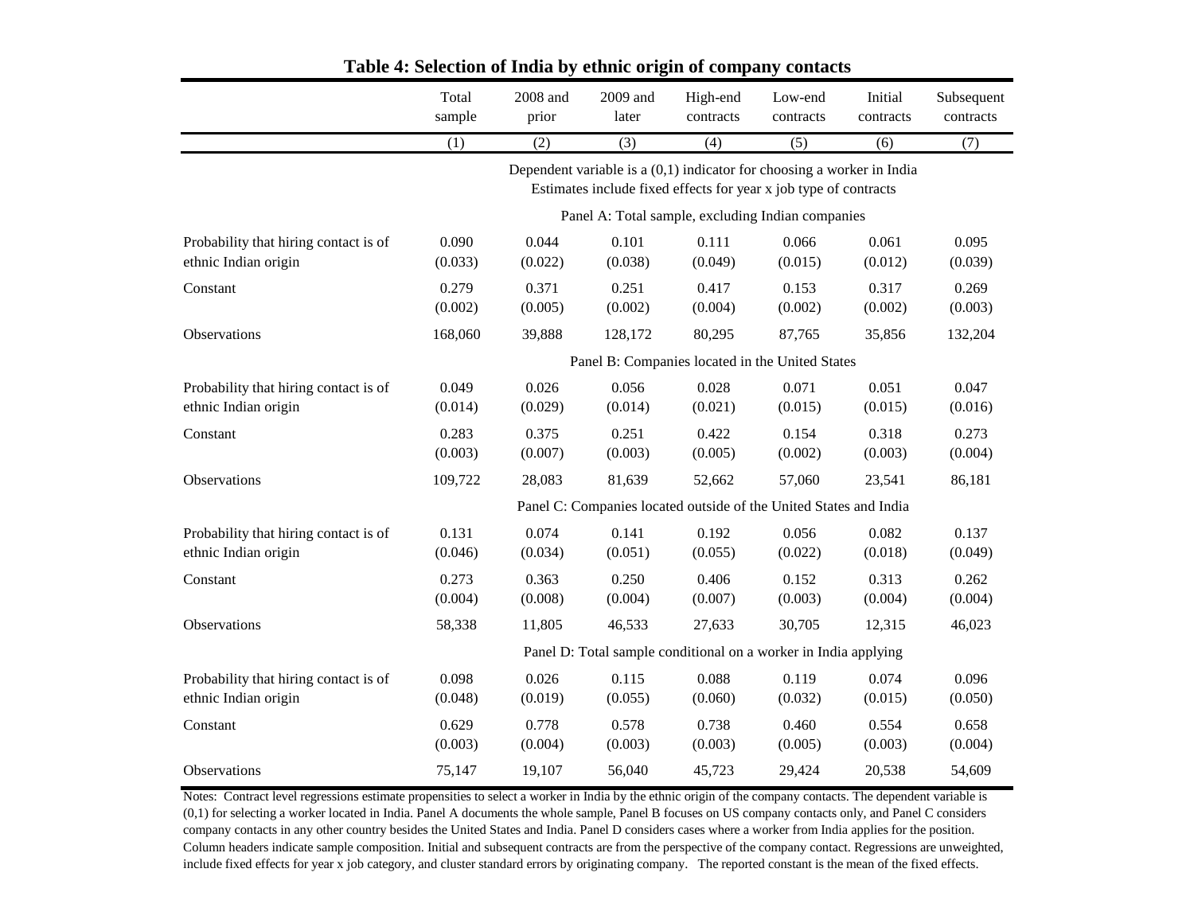# Table 4: Selection of India by ethnic origin of company contacts

| | Total sample | 2008 and prior | 2009 and later | High-end contracts | Low-end contracts | Initial contracts | Subsequent contracts |
|---|---|---|---|---|---|---|---|
| | (1) | (2) | (3) | (4) | (5) | (6) | (7) |
| | Dependent variable is a (0,1) indicator for choosing a worker in India. Estimates include fixed effects for year x job type of contracts | | | | | | |
| | **Panel A: Total sample, excluding Indian companies** | | | | | | |
| Probability that hiring contact is of ethnic Indian origin | 0.090 | 0.044 | 0.101 | 0.111 | 0.066 | 0.061 | 0.095 |
| | (0.033) | (0.022) | (0.038) | (0.049) | (0.015) | (0.012) | (0.039) |
| Constant | 0.279 | 0.371 | 0.251 | 0.417 | 0.153 | 0.317 | 0.269 |
| | (0.002) | (0.005) | (0.002) | (0.004) | (0.002) | (0.002) | (0.003) |
| Observations | 168,060 | 39,888 | 128,172 | 80,295 | 87,765 | 35,856 | 132,204 |
| | **Panel B: Companies located in the United States** | | | | | | |
| Probability that hiring contact is of ethnic Indian origin | 0.049 | 0.026 | 0.056 | 0.028 | 0.071 | 0.051 | 0.047 |
| | (0.014) | (0.029) | (0.014) | (0.021) | (0.015) | (0.015) | (0.016) |
| Constant | 0.283 | 0.375 | 0.251 | 0.422 | 0.154 | 0.318 | 0.273 |
| | (0.003) | (0.007) | (0.003) | (0.005) | (0.002) | (0.003) | (0.004) |
| Observations | 109,722 | 28,083 | 81,639 | 52,662 | 57,060 | 23,541 | 86,181 |
| | **Panel C: Companies located outside of the United States and India** | | | | | | |
| Probability that hiring contact is of ethnic Indian origin | 0.131 | 0.074 | 0.141 | 0.192 | 0.056 | 0.082 | 0.137 |
| | (0.046) | (0.034) | (0.051) | (0.055) | (0.022) | (0.018) | (0.049) |
| Constant | 0.273 | 0.363 | 0.250 | 0.406 | 0.152 | 0.313 | 0.262 |
| | (0.004) | (0.008) | (0.004) | (0.007) | (0.003) | (0.004) | (0.004) |
| Observations | 58,338 | 11,805 | 46,533 | 27,633 | 30,705 | 12,315 | 46,023 |
| | **Panel D: Total sample conditional on a worker in India applying** | | | | | | |
| Probability that hiring contact is of ethnic Indian origin | 0.098 | 0.026 | 0.115 | 0.088 | 0.119 | 0.074 | 0.096 |
| | (0.048) | (0.019) | (0.055) | (0.060) | (0.032) | (0.015) | (0.050) |
| Constant | 0.629 | 0.778 | 0.578 | 0.738 | 0.460 | 0.554 | 0.658 |
| | (0.003) | (0.004) | (0.003) | (0.003) | (0.005) | (0.003) | (0.004) |
| Observations | 75,147 | 19,107 | 56,040 | 45,723 | 29,424 | 20,538 | 54,609 |

Notes: Contract level regressions estimate propensities to select a worker in India by the ethnic origin of the company contacts. The dependent variable is (0,1) for selecting a worker located in India. Panel A documents the whole sample, Panel B focuses on US company contacts only, and Panel C considers company contacts in any other country besides the United States and India. Panel D considers cases where a worker from India applies for the position. Column headers indicate sample composition. Initial and subsequent contracts are from the perspective of the company contact. Regressions are unweighted, include fixed effects for year x job category, and cluster standard errors by originating company. The reported constant is the mean of the fixed effects.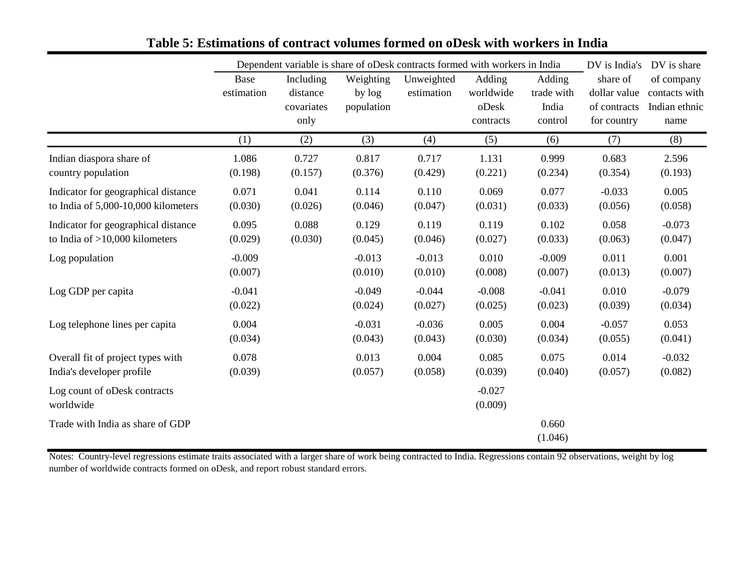**Table 5: Estimations of contract volumes formed on oDesk with workers in India**

| | Dependent variable is share of oDesk contracts formed with workers in India | | | | | | DV is India's share of dollar value of contracts for country | DV is share of company contacts with Indian ethnic name |
|---|---|---|---|---|---|---|---|---|
| | Base estimation | Including distance covariates only | Weighting by log population | Unweighted estimation | Adding worldwide oDesk contracts | Adding trade with India control | | |
| | (1) | (2) | (3) | (4) | (5) | (6) | (7) | (8) |
| Indian diaspora share of country population | 1.086 | 0.727 | 0.817 | 0.717 | 1.131 | 0.999 | 0.683 | 2.596 |
| | (0.198) | (0.157) | (0.376) | (0.429) | (0.221) | (0.234) | (0.354) | (0.193) |
| Indicator for geographical distance to India of 5,000-10,000 kilometers | 0.071 | 0.041 | 0.114 | 0.110 | 0.069 | 0.077 | -0.033 | 0.005 |
| | (0.030) | (0.026) | (0.046) | (0.047) | (0.031) | (0.033) | (0.056) | (0.058) |
| Indicator for geographical distance to India of >10,000 kilometers | 0.095 | 0.088 | 0.129 | 0.119 | 0.119 | 0.102 | 0.058 | -0.073 |
| | (0.029) | (0.030) | (0.045) | (0.046) | (0.027) | (0.033) | (0.063) | (0.047) |
| Log population | -0.009 | | -0.013 | -0.013 | 0.010 | -0.009 | 0.011 | 0.001 |
| | (0.007) | | (0.010) | (0.010) | (0.008) | (0.007) | (0.013) | (0.007) |
| Log GDP per capita | -0.041 | | -0.049 | -0.044 | -0.008 | -0.041 | 0.010 | -0.079 |
| | (0.022) | | (0.024) | (0.027) | (0.025) | (0.023) | (0.039) | (0.034) |
| Log telephone lines per capita | 0.004 | | -0.031 | -0.036 | 0.005 | 0.004 | -0.057 | 0.053 |
| | (0.034) | | (0.043) | (0.043) | (0.030) | (0.034) | (0.055) | (0.041) |
| Overall fit of project types with India's developer profile | 0.078 | | 0.013 | 0.004 | 0.085 | 0.075 | 0.014 | -0.032 |
| | (0.039) | | (0.057) | (0.058) | (0.039) | (0.040) | (0.057) | (0.082) |
| Log count of oDesk contracts worldwide | | | | | -0.027 | | | |
| | | | | | (0.009) | | | |
| Trade with India as share of GDP | | | | | | 0.660 | | |
| | | | | | | (1.046) | | |

Notes: Country-level regressions estimate traits associated with a larger share of work being contracted to India. Regressions contain 92 observations, weight by log number of worldwide contracts formed on oDesk, and report robust standard errors.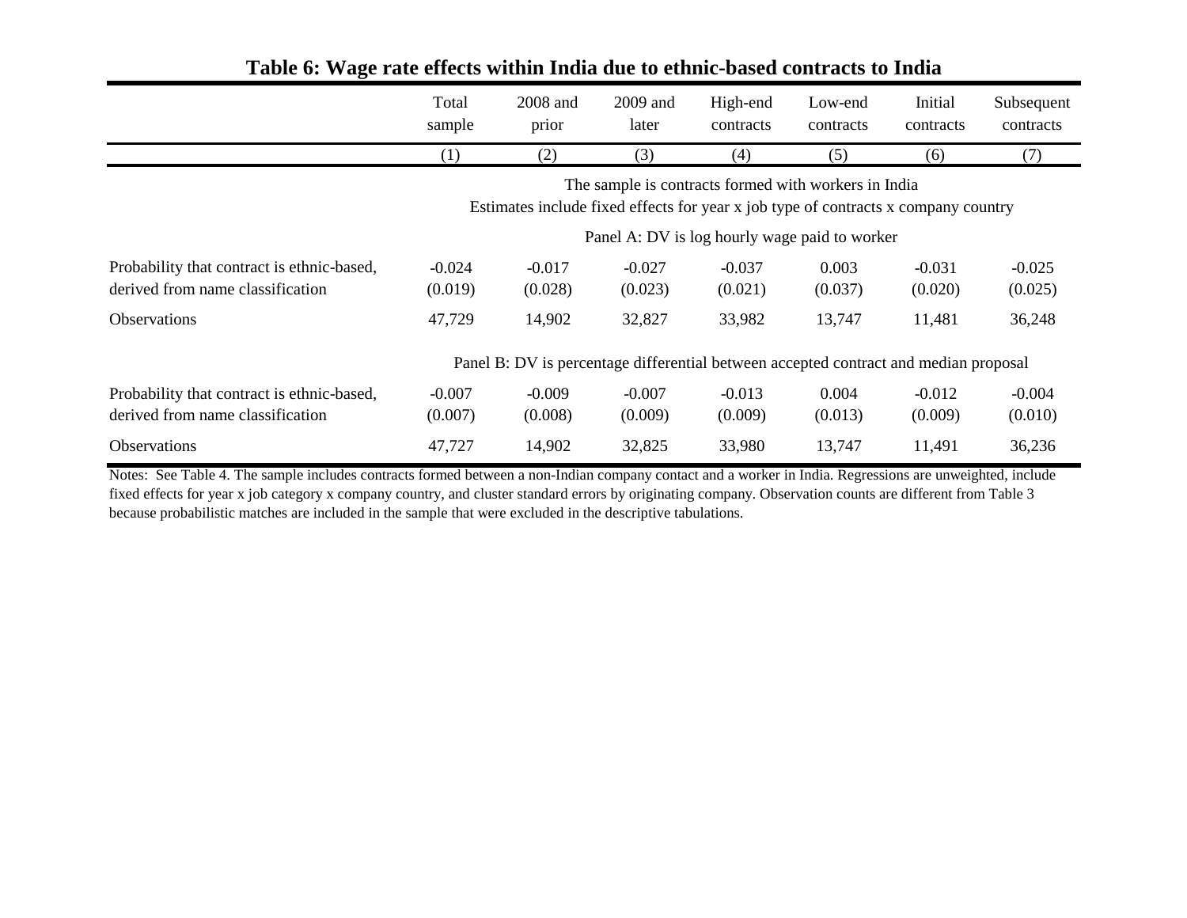# Table 6: Wage rate effects within India due to ethnic-based contracts to India

| | Total sample | 2008 and prior | 2009 and later | High-end contracts | Low-end contracts | Initial contracts | Subsequent contracts |
|---|---|---|---|---|---|---|---|
| | (1) | (2) | (3) | (4) | (5) | (6) | (7) |
| | The sample is contracts formed with workers in India<br>Estimates include fixed effects for year x job type of contracts x company country | | | | | | |
| | Panel A: DV is log hourly wage paid to worker | | | | | | |
| Probability that contract is ethnic-based, derived from name classification | -0.024<br>(0.019) | -0.017<br>(0.028) | -0.027<br>(0.023) | -0.037<br>(0.021) | 0.003<br>(0.037) | -0.031<br>(0.020) | -0.025<br>(0.025) |
| Observations | 47,729 | 14,902 | 32,827 | 33,982 | 13,747 | 11,481 | 36,248 |
| | Panel B: DV is percentage differential between accepted contract and median proposal | | | | | | |
| Probability that contract is ethnic-based, derived from name classification | -0.007<br>(0.007) | -0.009<br>(0.008) | -0.007<br>(0.009) | -0.013<br>(0.009) | 0.004<br>(0.013) | -0.012<br>(0.009) | -0.004<br>(0.010) |
| Observations | 47,727 | 14,902 | 32,825 | 33,980 | 13,747 | 11,491 | 36,236 |

Notes: See Table 4. The sample includes contracts formed between a non-Indian company contact and a worker in India. Regressions are unweighted, include fixed effects for year x job category x company country, and cluster standard errors by originating company. Observation counts are different from Table 3 because probabilistic matches are included in the sample that were excluded in the descriptive tabulations.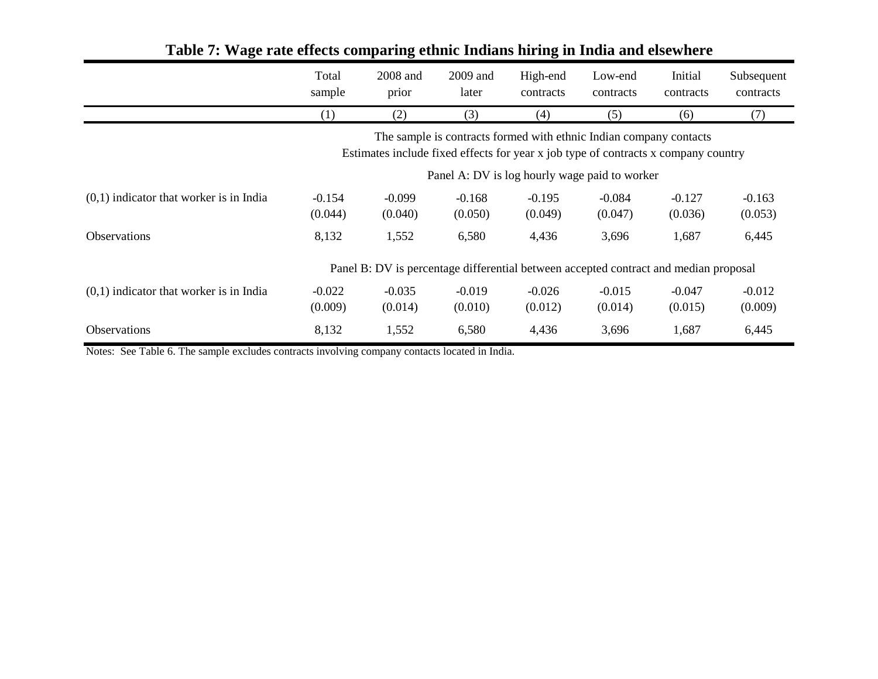**Table 7: Wage rate effects comparing ethnic Indians hiring in India and elsewhere**

| | Total sample | 2008 and prior | 2009 and later | High-end contracts | Low-end contracts | Initial contracts | Subsequent contracts |
|---|---|---|---|---|---|---|---|
| | (1) | (2) | (3) | (4) | (5) | (6) | (7) |
| | The sample is contracts formed with ethnic Indian company contacts | | | | | | |
| | Estimates include fixed effects for year x job type of contracts x company country | | | | | | |
| | Panel A: DV is log hourly wage paid to worker | | | | | | |
| (0,1) indicator that worker is in India | -0.154 | -0.099 | -0.168 | -0.195 | -0.084 | -0.127 | -0.163 |
| | (0.044) | (0.040) | (0.050) | (0.049) | (0.047) | (0.036) | (0.053) |
| Observations | 8,132 | 1,552 | 6,580 | 4,436 | 3,696 | 1,687 | 6,445 |
| | Panel B: DV is percentage differential between accepted contract and median proposal | | | | | | |
| (0,1) indicator that worker is in India | -0.022 | -0.035 | -0.019 | -0.026 | -0.015 | -0.047 | -0.012 |
| | (0.009) | (0.014) | (0.010) | (0.012) | (0.014) | (0.015) | (0.009) |
| Observations | 8,132 | 1,552 | 6,580 | 4,436 | 3,696 | 1,687 | 6,445 |

Notes: See Table 6. The sample excludes contracts involving company contacts located in India.